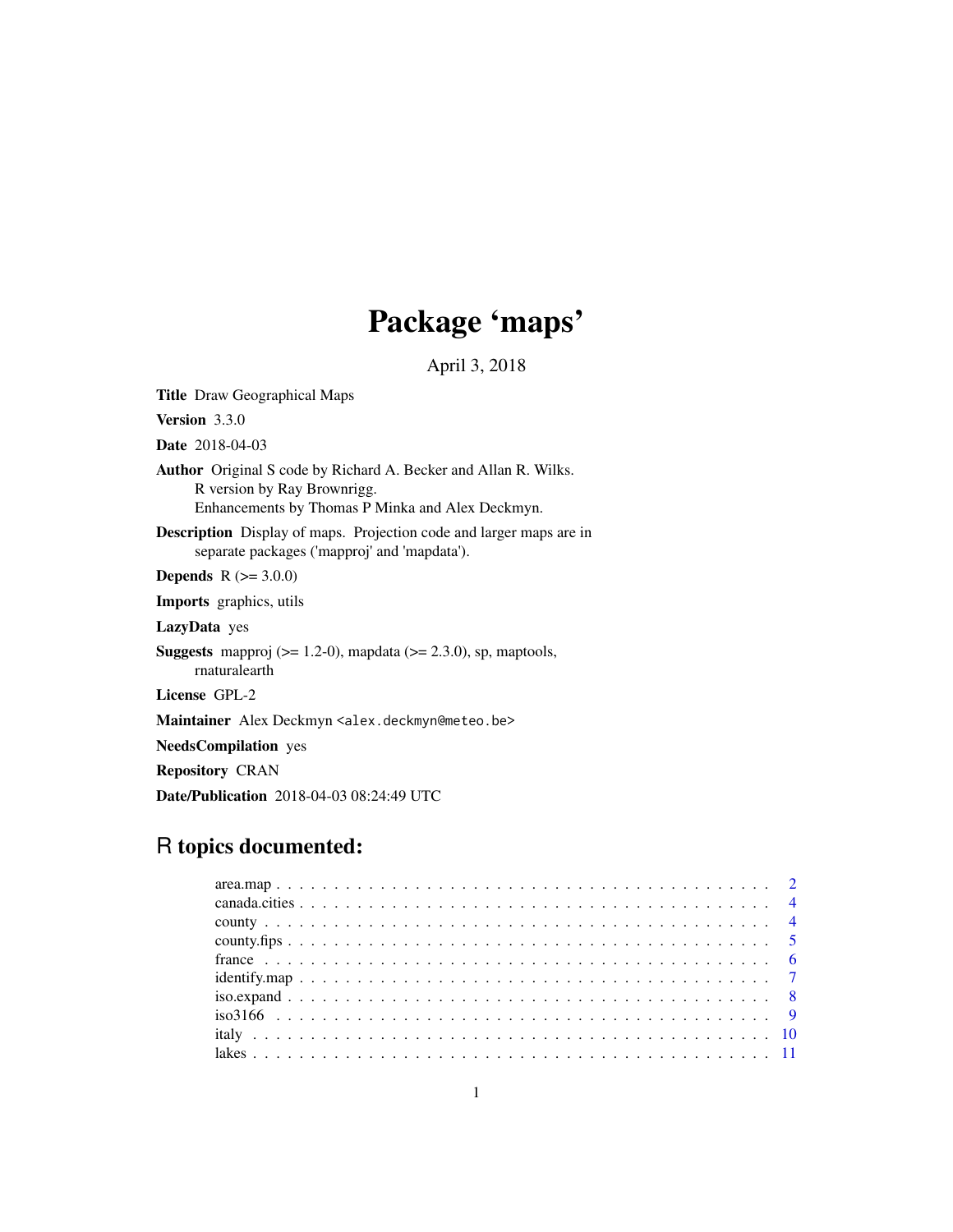# Package 'maps'

April 3, 2018

**Title** Draw Geographical Maps

**Version** 3.3.0

**Date** 2018-04-03

**Author** Original S code by Richard A. Becker and Allan R. Wilks.
R version by Ray Brownrigg.
Enhancements by Thomas P Minka and Alex Deckmyn.

**Description** Display of maps. Projection code and larger maps are in separate packages ('mapproj' and 'mapdata').

**Depends** R (>= 3.0.0)

**Imports** graphics, utils

**LazyData** yes

**Suggests** mapproj (>= 1.2-0), mapdata (>= 2.3.0), sp, maptools, rnaturalearth

**License** GPL-2

**Maintainer** Alex Deckmyn <alex.deckmyn@meteo.be>

**NeedsCompilation** yes

**Repository** CRAN

**Date/Publication** 2018-04-03 08:24:49 UTC

## R topics documented:

- area.map . . . . . . . . . . . . . . . . . . . . . . . . . . . . . . . . . . . . . . . . 2
- canada.cities . . . . . . . . . . . . . . . . . . . . . . . . . . . . . . . . . . . . . . 4
- county . . . . . . . . . . . . . . . . . . . . . . . . . . . . . . . . . . . . . . . . . 4
- county.fips . . . . . . . . . . . . . . . . . . . . . . . . . . . . . . . . . . . . . . . 5
- france . . . . . . . . . . . . . . . . . . . . . . . . . . . . . . . . . . . . . . . . . 6
- identify.map . . . . . . . . . . . . . . . . . . . . . . . . . . . . . . . . . . . . . . 7
- iso.expand . . . . . . . . . . . . . . . . . . . . . . . . . . . . . . . . . . . . . . . 8
- iso3166 . . . . . . . . . . . . . . . . . . . . . . . . . . . . . . . . . . . . . . . . . 9
- italy . . . . . . . . . . . . . . . . . . . . . . . . . . . . . . . . . . . . . . . . . . 10
- lakes . . . . . . . . . . . . . . . . . . . . . . . . . . . . . . . . . . . . . . . . . . 11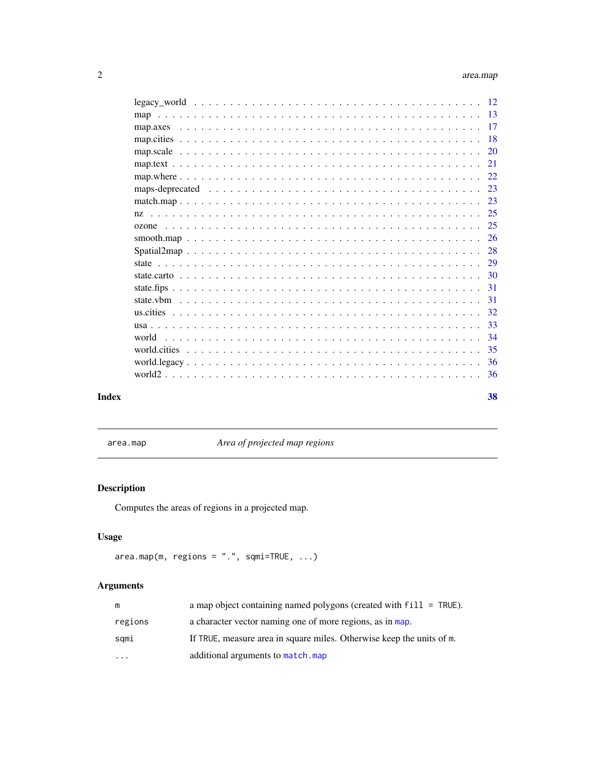| | |
|---|---|
| legacy_world | 12 |
| map | 13 |
| map.axes | 17 |
| map.cities | 18 |
| map.scale | 20 |
| map.text | 21 |
| map.where | 22 |
| maps-deprecated | 23 |
| match.map | 23 |
| nz | 25 |
| ozone | 25 |
| smooth.map | 26 |
| Spatial2map | 28 |
| state | 29 |
| state.carto | 30 |
| state.fips | 31 |
| state.vbm | 31 |
| us.cities | 32 |
| usa | 33 |
| world | 34 |
| world.cities | 35 |
| world.legacy | 36 |
| world2 | 36 |

**Index** **38**

---

`area.map` *Area of projected map regions*

---

## Description

Computes the areas of regions in a projected map.

## Usage

```
area.map(m, regions = ".", sqmi=TRUE, ...)
```

## Arguments

| | |
|---|---|
| `m` | a map object containing named polygons (created with `fill = TRUE`). |
| `regions` | a character vector naming one of more regions, as in `map`. |
| `sqmi` | If `TRUE`, measure area in square miles. Otherwise keep the units of `m`. |
| `...` | additional arguments to `match.map` |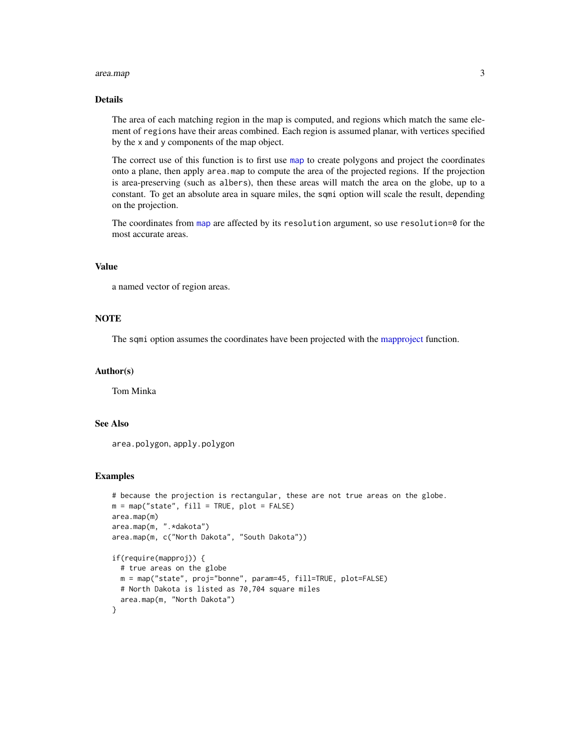## Details

The area of each matching region in the map is computed, and regions which match the same element of `regions` have their areas combined. Each region is assumed planar, with vertices specified by the `x` and `y` components of the map object.

The correct use of this function is to first use `map` to create polygons and project the coordinates onto a plane, then apply `area.map` to compute the area of the projected regions. If the projection is area-preserving (such as `albers`), then these areas will match the area on the globe, up to a constant. To get an absolute area in square miles, the `sqmi` option will scale the result, depending on the projection.

The coordinates from `map` are affected by its `resolution` argument, so use `resolution=0` for the most accurate areas.

## Value

a named vector of region areas.

## NOTE

The `sqmi` option assumes the coordinates have been projected with the mapproject function.

## Author(s)

Tom Minka

## See Also

`area.polygon`, `apply.polygon`

## Examples

```
# because the projection is rectangular, these are not true areas on the globe.
m = map("state", fill = TRUE, plot = FALSE)
area.map(m)
area.map(m, ".*dakota")
area.map(m, c("North Dakota", "South Dakota"))

if(require(mapproj)) {
  # true areas on the globe
  m = map("state", proj="bonne", param=45, fill=TRUE, plot=FALSE)
  # North Dakota is listed as 70,704 square miles
  area.map(m, "North Dakota")
}
```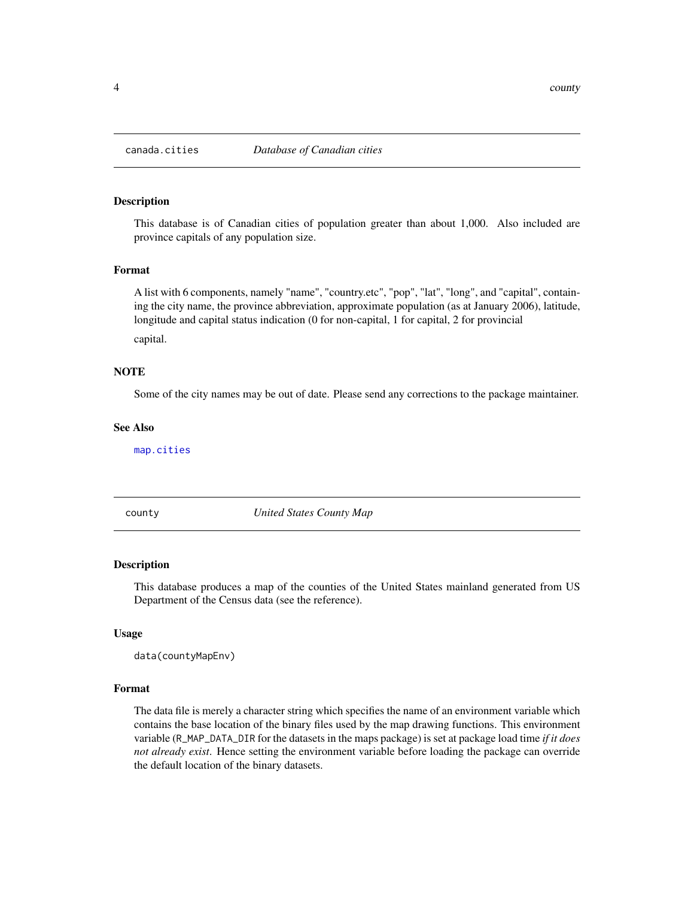## canada.cities — *Database of Canadian cities*

### Description

This database is of Canadian cities of population greater than about 1,000. Also included are province capitals of any population size.

### Format

A list with 6 components, namely "name", "country.etc", "pop", "lat", "long", and "capital", containing the city name, the province abbreviation, approximate population (as at January 2006), latitude, longitude and capital status indication (0 for non-capital, 1 for capital, 2 for provincial capital.

### NOTE

Some of the city names may be out of date. Please send any corrections to the package maintainer.

### See Also

`map.cities`

## county — *United States County Map*

### Description

This database produces a map of the counties of the United States mainland generated from US Department of the Census data (see the reference).

### Usage

```
data(countyMapEnv)
```

### Format

The data file is merely a character string which specifies the name of an environment variable which contains the base location of the binary files used by the map drawing functions. This environment variable (`R_MAP_DATA_DIR` for the datasets in the maps package) is set at package load time *if it does not already exist*. Hence setting the environment variable before loading the package can override the default location of the binary datasets.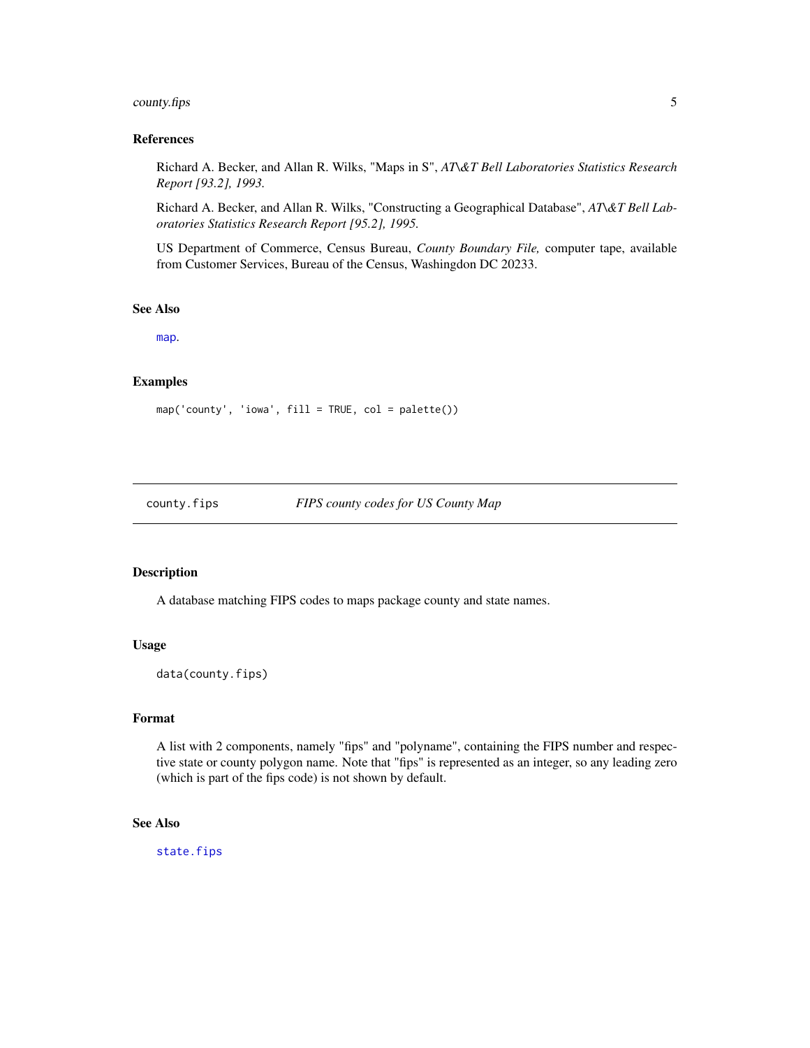### References

Richard A. Becker, and Allan R. Wilks, "Maps in S", *AT\&T Bell Laboratories Statistics Research Report [93.2], 1993.*

Richard A. Becker, and Allan R. Wilks, "Constructing a Geographical Database", *AT\&T Bell Laboratories Statistics Research Report [95.2], 1995.*

US Department of Commerce, Census Bureau, *County Boundary File,* computer tape, available from Customer Services, Bureau of the Census, Washingdon DC 20233.

### See Also

map.

### Examples

```
map('county', 'iowa', fill = TRUE, col = palette())
```

---

## county.fips — *FIPS county codes for US County Map*

---

### Description

A database matching FIPS codes to maps package county and state names.

### Usage

```
data(county.fips)
```

### Format

A list with 2 components, namely "fips" and "polyname", containing the FIPS number and respective state or county polygon name. Note that "fips" is represented as an integer, so any leading zero (which is part of the fips code) is not shown by default.

### See Also

state.fips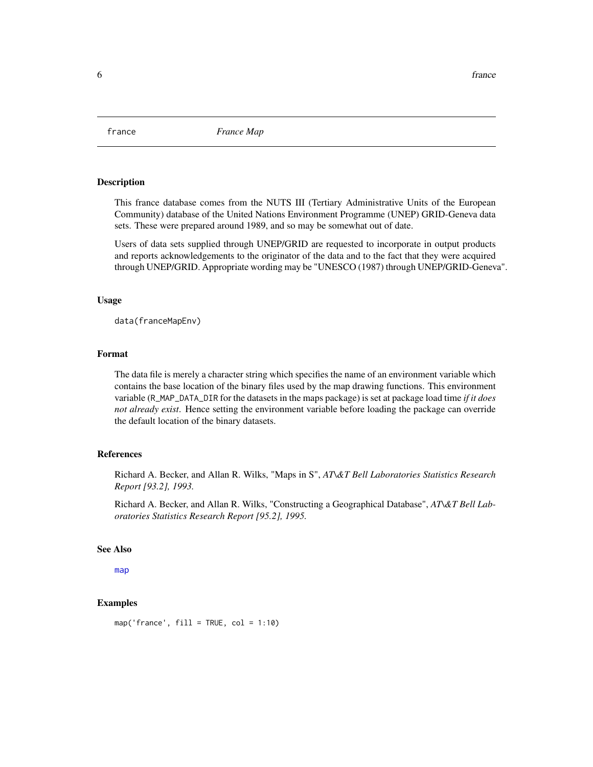# france — *France Map*

## Description

This france database comes from the NUTS III (Tertiary Administrative Units of the European Community) database of the United Nations Environment Programme (UNEP) GRID-Geneva data sets. These were prepared around 1989, and so may be somewhat out of date.

Users of data sets supplied through UNEP/GRID are requested to incorporate in output products and reports acknowledgements to the originator of the data and to the fact that they were acquired through UNEP/GRID. Appropriate wording may be "UNESCO (1987) through UNEP/GRID-Geneva".

## Usage

```
data(franceMapEnv)
```

## Format

The data file is merely a character string which specifies the name of an environment variable which contains the base location of the binary files used by the map drawing functions. This environment variable (`R_MAP_DATA_DIR` for the datasets in the maps package) is set at package load time *if it does not already exist*. Hence setting the environment variable before loading the package can override the default location of the binary datasets.

## References

Richard A. Becker, and Allan R. Wilks, "Maps in S", *AT\&T Bell Laboratories Statistics Research Report [93.2], 1993.*

Richard A. Becker, and Allan R. Wilks, "Constructing a Geographical Database", *AT\&T Bell Laboratories Statistics Research Report [95.2], 1995.*

## See Also

map

## Examples

```
map('france', fill = TRUE, col = 1:10)
```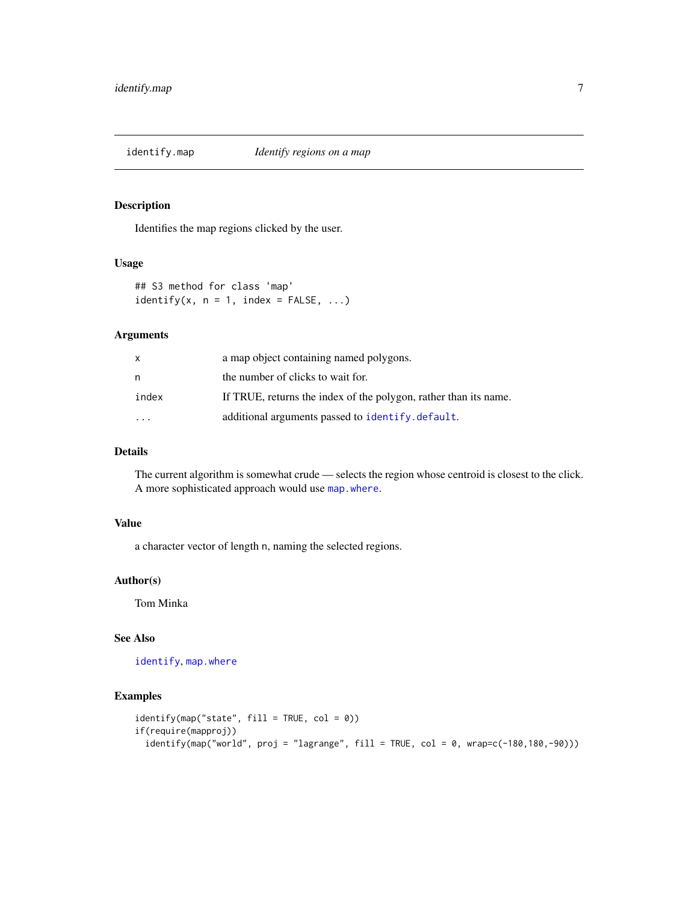## identify.map — *Identify regions on a map*

### Description

Identifies the map regions clicked by the user.

### Usage

```
## S3 method for class 'map'
identify(x, n = 1, index = FALSE, ...)
```

### Arguments

| | |
|---|---|
| `x` | a map object containing named polygons. |
| `n` | the number of clicks to wait for. |
| `index` | If TRUE, returns the index of the polygon, rather than its name. |
| `...` | additional arguments passed to `identify.default`. |

### Details

The current algorithm is somewhat crude — selects the region whose centroid is closest to the click. A more sophisticated approach would use `map.where`.

### Value

a character vector of length `n`, naming the selected regions.

### Author(s)

Tom Minka

### See Also

`identify`, `map.where`

### Examples

```
identify(map("state", fill = TRUE, col = 0))
if(require(mapproj))
  identify(map("world", proj = "lagrange", fill = TRUE, col = 0, wrap=c(-180,180,-90)))
```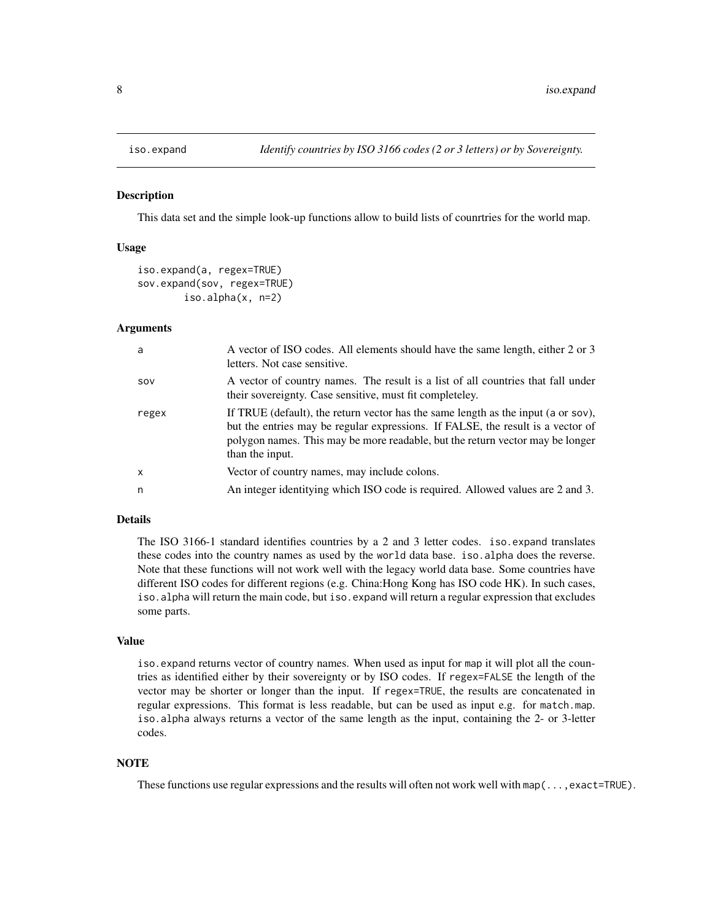# iso.expand — *Identify countries by ISO 3166 codes (2 or 3 letters) or by Sovereignty.*

## Description

This data set and the simple look-up functions allow to build lists of counrtries for the world map.

## Usage

```
iso.expand(a, regex=TRUE)
sov.expand(sov, regex=TRUE)
        iso.alpha(x, n=2)
```

## Arguments

| | |
|---|---|
| a | A vector of ISO codes. All elements should have the same length, either 2 or 3 letters. Not case sensitive. |
| sov | A vector of country names. The result is a list of all countries that fall under their sovereignty. Case sensitive, must fit completeley. |
| regex | If TRUE (default), the return vector has the same length as the input (a or sov), but the entries may be regular expressions. If FALSE, the result is a vector of polygon names. This may be more readable, but the return vector may be longer than the input. |
| x | Vector of country names, may include colons. |
| n | An integer identitying which ISO code is required. Allowed values are 2 and 3. |

## Details

The ISO 3166-1 standard identifies countries by a 2 and 3 letter codes. `iso.expand` translates these codes into the country names as used by the `world` data base. `iso.alpha` does the reverse. Note that these functions will not work well with the legacy world data base. Some countries have different ISO codes for different regions (e.g. China:Hong Kong has ISO code HK). In such cases, `iso.alpha` will return the main code, but `iso.expand` will return a regular expression that excludes some parts.

## Value

`iso.expand` returns vector of country names. When used as input for `map` it will plot all the countries as identified either by their sovereignty or by ISO codes. If `regex=FALSE` the length of the vector may be shorter or longer than the input. If `regex=TRUE`, the results are concatenated in regular expressions. This format is less readable, but can be used as input e.g. for `match.map`. `iso.alpha` always returns a vector of the same length as the input, containing the 2- or 3-letter codes.

## NOTE

These functions use regular expressions and the results will often not work well with `map(...,exact=TRUE)`.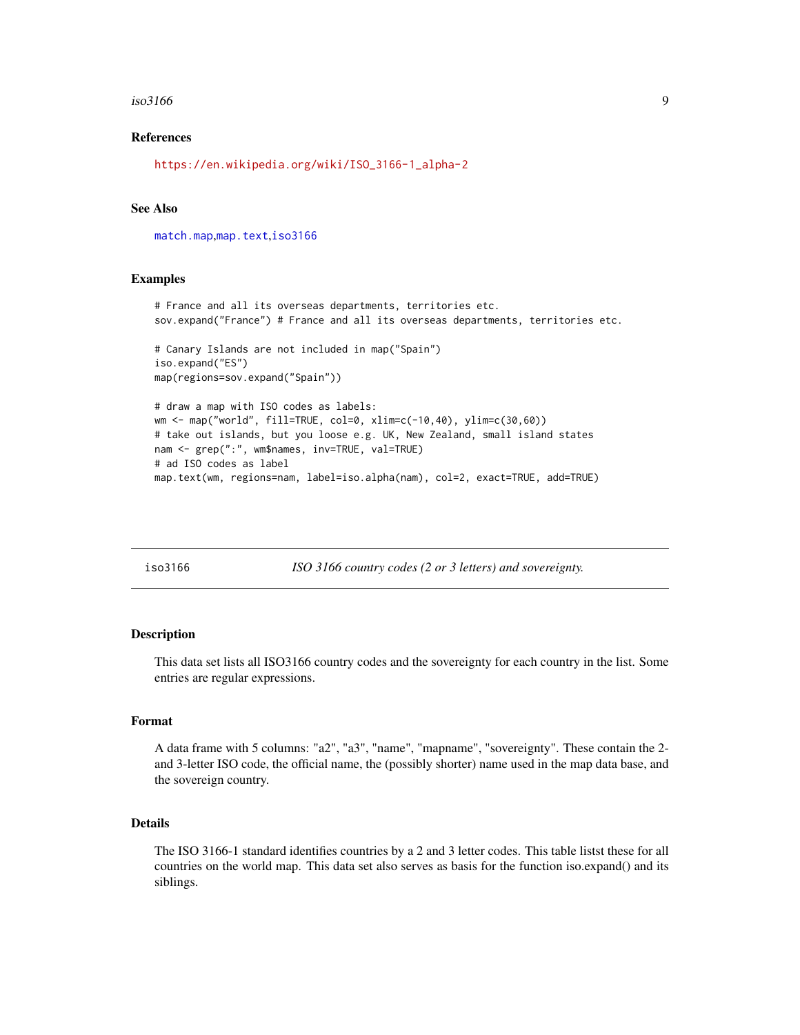### References

https://en.wikipedia.org/wiki/ISO_3166-1_alpha-2

### See Also

match.map,map.text,iso3166

### Examples

```
# France and all its overseas departments, territories etc.
sov.expand("France") # France and all its overseas departments, territories etc.

# Canary Islands are not included in map("Spain")
iso.expand("ES")
map(regions=sov.expand("Spain"))

# draw a map with ISO codes as labels:
wm <- map("world", fill=TRUE, col=0, xlim=c(-10,40), ylim=c(30,60))
# take out islands, but you loose e.g. UK, New Zealand, small island states
nam <- grep(":", wm$names, inv=TRUE, val=TRUE)
# ad ISO codes as label
map.text(wm, regions=nam, label=iso.alpha(nam), col=2, exact=TRUE, add=TRUE)
```

---

## iso3166 — *ISO 3166 country codes (2 or 3 letters) and sovereignty.*

### Description

This data set lists all ISO3166 country codes and the sovereignty for each country in the list. Some entries are regular expressions.

### Format

A data frame with 5 columns: "a2", "a3", "name", "mapname", "sovereignty". These contain the 2- and 3-letter ISO code, the official name, the (possibly shorter) name used in the map data base, and the sovereign country.

### Details

The ISO 3166-1 standard identifies countries by a 2 and 3 letter codes. This table listst these for all countries on the world map. This data set also serves as basis for the function iso.expand() and its siblings.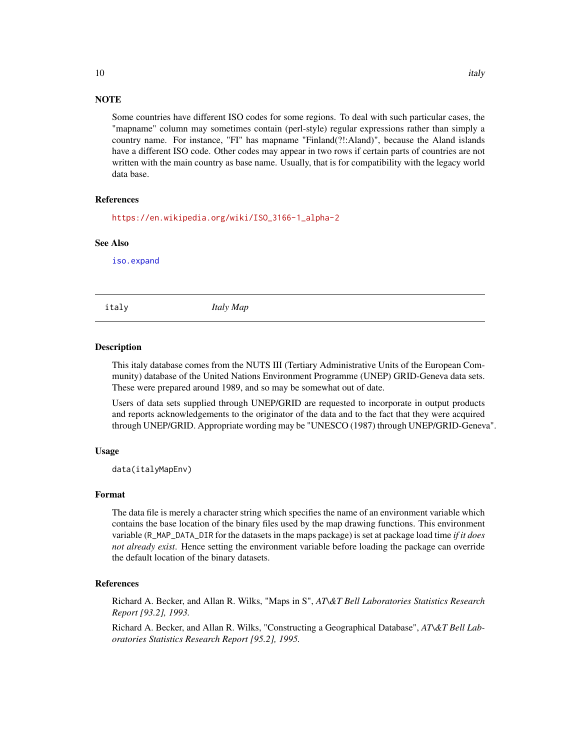### NOTE

Some countries have different ISO codes for some regions. To deal with such particular cases, the "mapname" column may sometimes contain (perl-style) regular expressions rather than simply a country name. For instance, "FI" has mapname "Finland(?!:Aland)", because the Aland islands have a different ISO code. Other codes may appear in two rows if certain parts of countries are not written with the main country as base name. Usually, that is for compatibility with the legacy world data base.

### References

https://en.wikipedia.org/wiki/ISO_3166-1_alpha-2

### See Also

`iso.expand`

---

## italy — *Italy Map*

---

### Description

This italy database comes from the NUTS III (Tertiary Administrative Units of the European Community) database of the United Nations Environment Programme (UNEP) GRID-Geneva data sets. These were prepared around 1989, and so may be somewhat out of date.

Users of data sets supplied through UNEP/GRID are requested to incorporate in output products and reports acknowledgements to the originator of the data and to the fact that they were acquired through UNEP/GRID. Appropriate wording may be "UNESCO (1987) through UNEP/GRID-Geneva".

### Usage

```
data(italyMapEnv)
```

### Format

The data file is merely a character string which specifies the name of an environment variable which contains the base location of the binary files used by the map drawing functions. This environment variable (`R_MAP_DATA_DIR` for the datasets in the maps package) is set at package load time *if it does not already exist*. Hence setting the environment variable before loading the package can override the default location of the binary datasets.

### References

Richard A. Becker, and Allan R. Wilks, "Maps in S", *AT\&T Bell Laboratories Statistics Research Report [93.2], 1993.*

Richard A. Becker, and Allan R. Wilks, "Constructing a Geographical Database", *AT\&T Bell Laboratories Statistics Research Report [95.2], 1995.*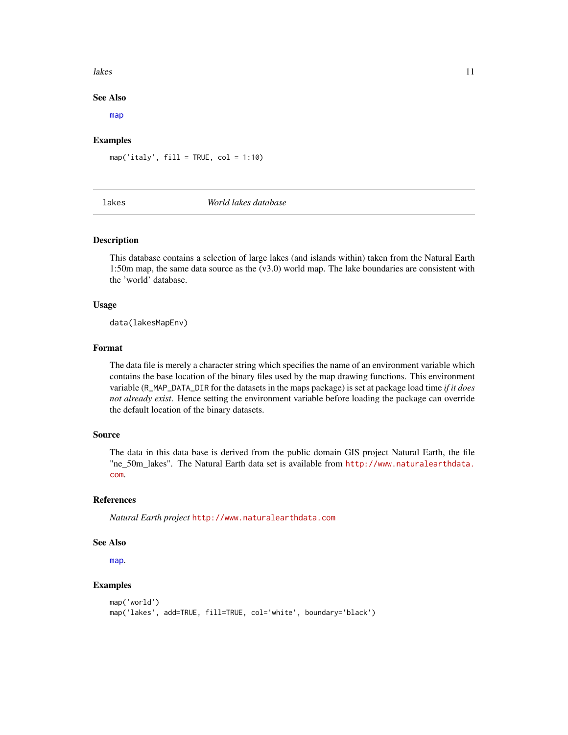### See Also

map

### Examples

```
map('italy', fill = TRUE, col = 1:10)
```

---

## lakes — *World lakes database*

### Description

This database contains a selection of large lakes (and islands within) taken from the Natural Earth 1:50m map, the same data source as the (v3.0) world map. The lake boundaries are consistent with the 'world' database.

### Usage

```
data(lakesMapEnv)
```

### Format

The data file is merely a character string which specifies the name of an environment variable which contains the base location of the binary files used by the map drawing functions. This environment variable (`R_MAP_DATA_DIR` for the datasets in the maps package) is set at package load time *if it does not already exist*. Hence setting the environment variable before loading the package can override the default location of the binary datasets.

### Source

The data in this data base is derived from the public domain GIS project Natural Earth, the file "ne_50m_lakes". The Natural Earth data set is available from http://www.naturalearthdata.com.

### References

*Natural Earth project* http://www.naturalearthdata.com

### See Also

map.

### Examples

```
map('world')
map('lakes', add=TRUE, fill=TRUE, col='white', boundary='black')
```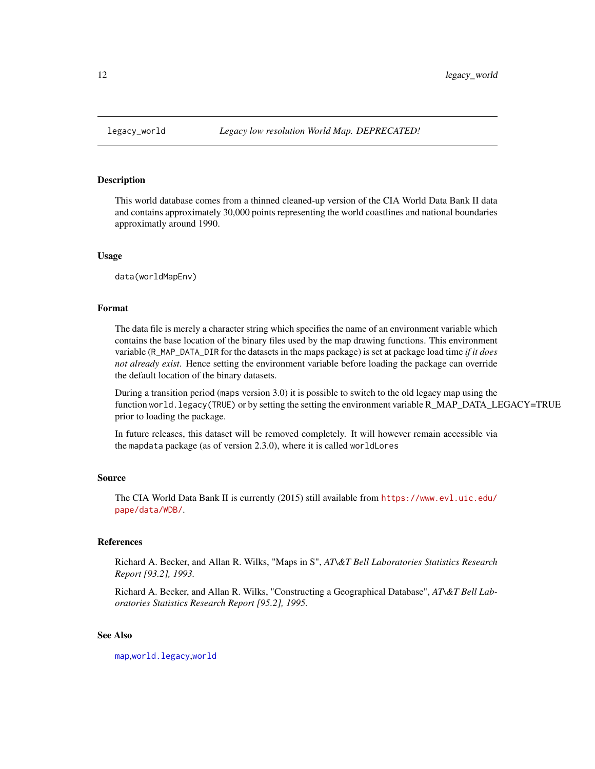## legacy_world — *Legacy low resolution World Map. DEPRECATED!*

### Description

This world database comes from a thinned cleaned-up version of the CIA World Data Bank II data and contains approximately 30,000 points representing the world coastlines and national boundaries approximatly around 1990.

### Usage

```
data(worldMapEnv)
```

### Format

The data file is merely a character string which specifies the name of an environment variable which contains the base location of the binary files used by the map drawing functions. This environment variable (`R_MAP_DATA_DIR` for the datasets in the maps package) is set at package load time *if it does not already exist*. Hence setting the environment variable before loading the package can override the default location of the binary datasets.

During a transition period (`maps` version 3.0) it is possible to switch to the old legacy map using the function `world.legacy(TRUE)` or by setting the setting the environment variable R_MAP_DATA_LEGACY=TRUE prior to loading the package.

In future releases, this dataset will be removed completely. It will however remain accessible via the `mapdata` package (as of version 2.3.0), where it is called `worldLores`

### Source

The CIA World Data Bank II is currently (2015) still available from https://www.evl.uic.edu/pape/data/WDB/.

### References

Richard A. Becker, and Allan R. Wilks, "Maps in S", *AT\&T Bell Laboratories Statistics Research Report [93.2], 1993.*

Richard A. Becker, and Allan R. Wilks, "Constructing a Geographical Database", *AT\&T Bell Laboratories Statistics Research Report [95.2], 1995.*

### See Also

`map`,`world.legacy`,`world`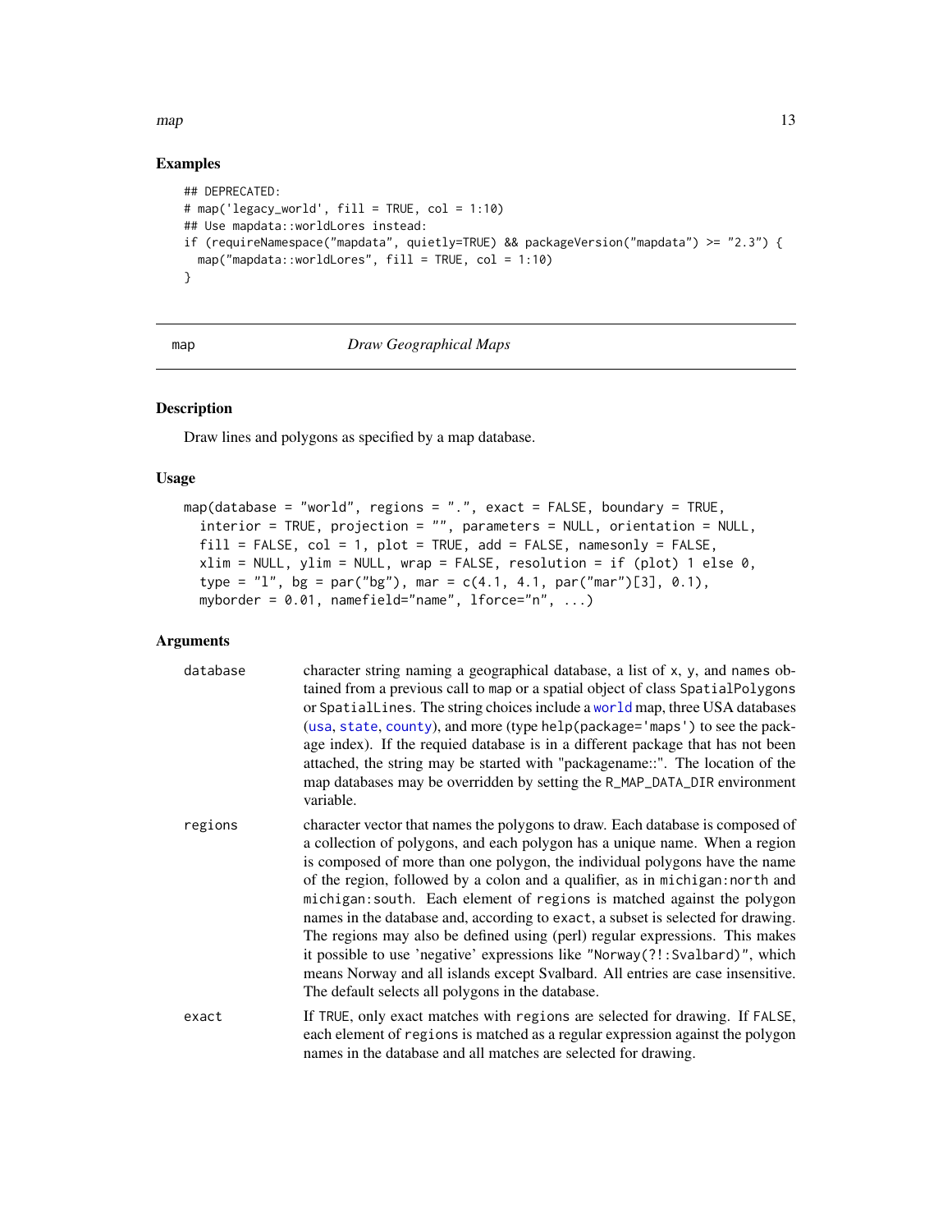## Examples

```
## DEPRECATED:
# map('legacy_world', fill = TRUE, col = 1:10)
## Use mapdata::worldLores instead:
if (requireNamespace("mapdata", quietly=TRUE) && packageVersion("mapdata") >= "2.3") {
  map("mapdata::worldLores", fill = TRUE, col = 1:10)
}
```

---

# map — *Draw Geographical Maps*

## Description

Draw lines and polygons as specified by a map database.

## Usage

```
map(database = "world", regions = ".", exact = FALSE, boundary = TRUE,
  interior = TRUE, projection = "", parameters = NULL, orientation = NULL,
  fill = FALSE, col = 1, plot = TRUE, add = FALSE, namesonly = FALSE,
  xlim = NULL, ylim = NULL, wrap = FALSE, resolution = if (plot) 1 else 0,
  type = "l", bg = par("bg"), mar = c(4.1, 4.1, par("mar")[3], 0.1),
  myborder = 0.01, namefield="name", lforce="n", ...)
```

## Arguments

| | |
|---|---|
| `database` | character string naming a geographical database, a list of `x`, `y`, and `names` obtained from a previous call to `map` or a spatial object of class `SpatialPolygons` or `SpatialLines`. The string choices include a `world` map, three USA databases (`usa`, `state`, `county`), and more (type `help(package='maps')` to see the package index). If the requied database is in a different package that has not been attached, the string may be started with "packagename::". The location of the map databases may be overridden by setting the `R_MAP_DATA_DIR` environment variable. |
| `regions` | character vector that names the polygons to draw. Each database is composed of a collection of polygons, and each polygon has a unique name. When a region is composed of more than one polygon, the individual polygons have the name of the region, followed by a colon and a qualifier, as in `michigan:north` and `michigan:south`. Each element of `regions` is matched against the polygon names in the database and, according to `exact`, a subset is selected for drawing. The regions may also be defined using (perl) regular expressions. This makes it possible to use 'negative' expressions like `"Norway(?!:Svalbard)"`, which means Norway and all islands except Svalbard. All entries are case insensitive. The default selects all polygons in the database. |
| `exact` | If `TRUE`, only exact matches with `regions` are selected for drawing. If `FALSE`, each element of `regions` is matched as a regular expression against the polygon names in the database and all matches are selected for drawing. |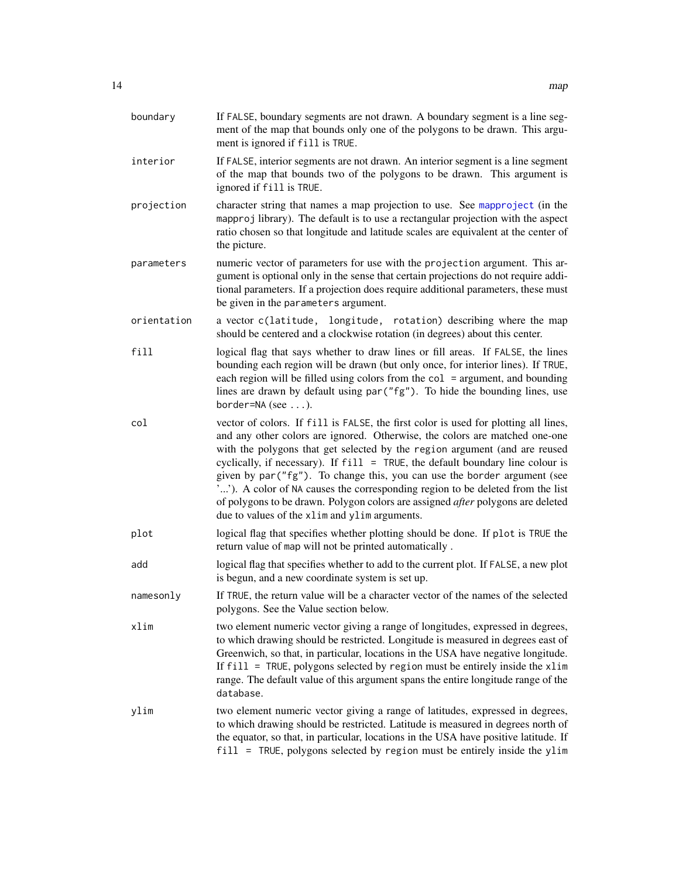`boundary`
: If `FALSE`, boundary segments are not drawn. A boundary segment is a line segment of the map that bounds only one of the polygons to be drawn. This argument is ignored if `fill` is `TRUE`.

`interior`
: If `FALSE`, interior segments are not drawn. An interior segment is a line segment of the map that bounds two of the polygons to be drawn. This argument is ignored if `fill` is `TRUE`.

`projection`
: character string that names a map projection to use. See `mapproject` (in the `mapproj` library). The default is to use a rectangular projection with the aspect ratio chosen so that longitude and latitude scales are equivalent at the center of the picture.

`parameters`
: numeric vector of parameters for use with the `projection` argument. This argument is optional only in the sense that certain projections do not require additional parameters. If a projection does require additional parameters, these must be given in the `parameters` argument.

`orientation`
: a vector `c(latitude, longitude, rotation)` describing where the map should be centered and a clockwise rotation (in degrees) about this center.

`fill`
: logical flag that says whether to draw lines or fill areas. If `FALSE`, the lines bounding each region will be drawn (but only once, for interior lines). If `TRUE`, each region will be filled using colors from the `col =` argument, and bounding lines are drawn by default using `par("fg")`. To hide the bounding lines, use `border=NA` (see `...`).

`col`
: vector of colors. If `fill` is `FALSE`, the first color is used for plotting all lines, and any other colors are ignored. Otherwise, the colors are matched one-one with the polygons that get selected by the `region` argument (and are reused cyclically, if necessary). If `fill = TRUE`, the default boundary line colour is given by `par("fg")`. To change this, you can use the `border` argument (see '...'). A color of `NA` causes the corresponding region to be deleted from the list of polygons to be drawn. Polygon colors are assigned *after* polygons are deleted due to values of the `xlim` and `ylim` arguments.

`plot`
: logical flag that specifies whether plotting should be done. If `plot` is `TRUE` the return value of `map` will not be printed automatically .

`add`
: logical flag that specifies whether to add to the current plot. If `FALSE`, a new plot is begun, and a new coordinate system is set up.

`namesonly`
: If `TRUE`, the return value will be a character vector of the names of the selected polygons. See the Value section below.

`xlim`
: two element numeric vector giving a range of longitudes, expressed in degrees, to which drawing should be restricted. Longitude is measured in degrees east of Greenwich, so that, in particular, locations in the USA have negative longitude. If `fill = TRUE`, polygons selected by `region` must be entirely inside the `xlim` range. The default value of this argument spans the entire longitude range of the `database`.

`ylim`
: two element numeric vector giving a range of latitudes, expressed in degrees, to which drawing should be restricted. Latitude is measured in degrees north of the equator, so that, in particular, locations in the USA have positive latitude. If `fill = TRUE`, polygons selected by `region` must be entirely inside the `ylim`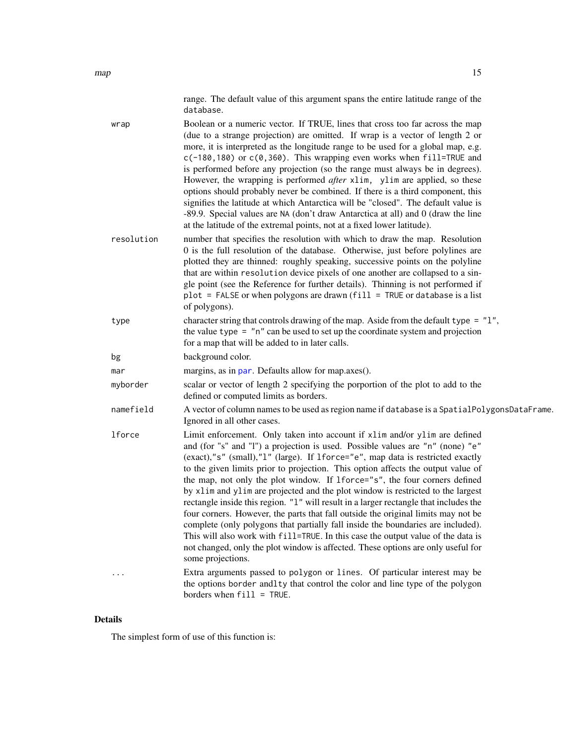range. The default value of this argument spans the entire latitude range of the `database`.

`wrap`
: Boolean or a numeric vector. If TRUE, lines that cross too far across the map (due to a strange projection) are omitted. If wrap is a vector of length 2 or more, it is interpreted as the longitude range to be used for a global map, e.g. `c(-180,180)` or `c(0,360)`. This wrapping even works when `fill=TRUE` and is performed before any projection (so the range must always be in degrees). However, the wrapping is performed *after* `xlim, ylim` are applied, so these options should probably never be combined. If there is a third component, this signifies the latitude at which Antarctica will be "closed". The default value is -89.9. Special values are `NA` (don't draw Antarctica at all) and 0 (draw the line at the latitude of the extremal points, not at a fixed lower latitude).

`resolution`
: number that specifies the resolution with which to draw the map. Resolution 0 is the full resolution of the database. Otherwise, just before polylines are plotted they are thinned: roughly speaking, successive points on the polyline that are within `resolution` device pixels of one another are collapsed to a single point (see the Reference for further details). Thinning is not performed if `plot = FALSE` or when polygons are drawn (`fill = TRUE` or `database` is a list of polygons).

`type`
: character string that controls drawing of the map. Aside from the default `type = "l"`, the value `type = "n"` can be used to set up the coordinate system and projection for a map that will be added to in later calls.

`bg`
: background color.

`mar`
: margins, as in `par`. Defaults allow for map.axes().

`myborder`
: scalar or vector of length 2 specifying the porportion of the plot to add to the defined or computed limits as borders.

`namefield`
: A vector of column names to be used as region name if `database` is a `SpatialPolygonsDataFrame`. Ignored in all other cases.

`lforce`
: Limit enforcement. Only taken into account if `xlim` and/or `ylim` are defined and (for "s" and "l") a projection is used. Possible values are `"n"` (none) `"e"` (exact),`"s"` (small),`"l"` (large). If `lforce="e"`, map data is restricted exactly to the given limits prior to projection. This option affects the output value of the map, not only the plot window. If `lforce="s"`, the four corners defined by `xlim` and `ylim` are projected and the plot window is restricted to the largest rectangle inside this region. `"l"` will result in a larger rectangle that includes the four corners. However, the parts that fall outside the original limits may not be complete (only polygons that partially fall inside the boundaries are included). This will also work with `fill=TRUE`. In this case the output value of the data is not changed, only the plot window is affected. These options are only useful for some projections.

`...`
: Extra arguments passed to `polygon` or `lines`. Of particular interest may be the options `border` and`lty` that control the color and line type of the polygon borders when `fill = TRUE`.

## Details

The simplest form of use of this function is: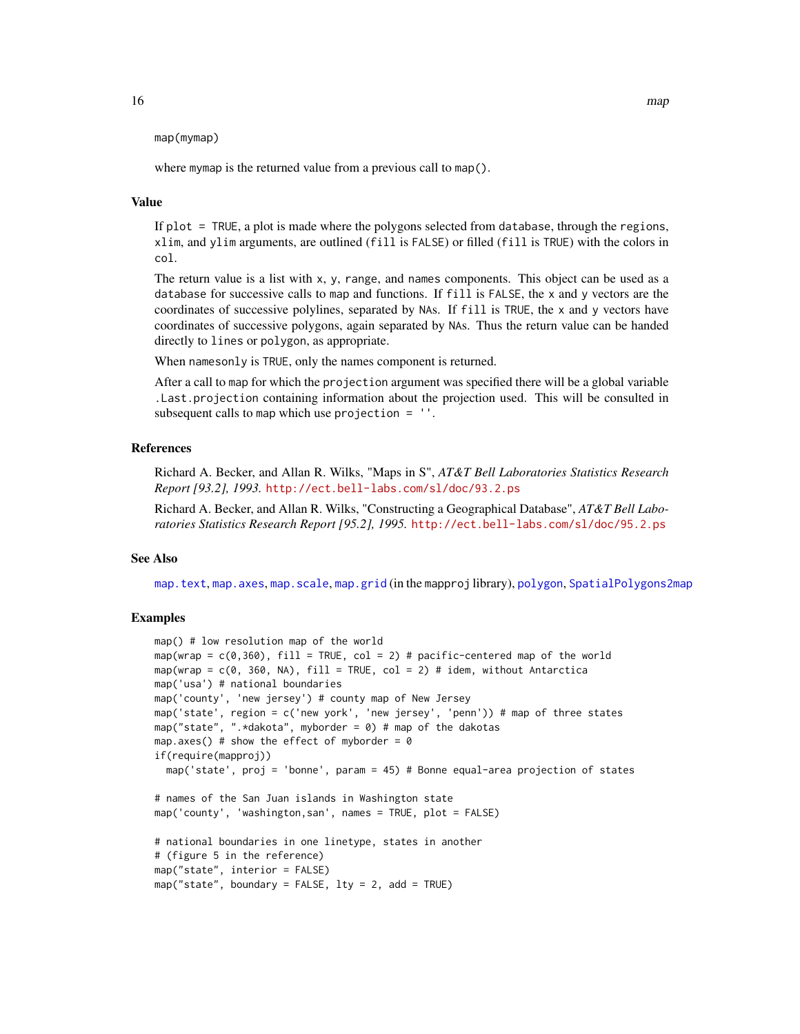```
map(mymap)
```

where `mymap` is the returned value from a previous call to `map()`.

## Value

If `plot = TRUE`, a plot is made where the polygons selected from `database`, through the `regions`, `xlim`, and `ylim` arguments, are outlined (`fill` is `FALSE`) or filled (`fill` is `TRUE`) with the colors in `col`.

The return value is a list with `x`, `y`, `range`, and `names` components. This object can be used as a `database` for successive calls to `map` and functions. If `fill` is `FALSE`, the `x` and `y` vectors are the coordinates of successive polylines, separated by `NA`s. If `fill` is `TRUE`, the `x` and `y` vectors have coordinates of successive polygons, again separated by `NA`s. Thus the return value can be handed directly to `lines` or `polygon`, as appropriate.

When `namesonly` is `TRUE`, only the names component is returned.

After a call to `map` for which the `projection` argument was specified there will be a global variable `.Last.projection` containing information about the projection used. This will be consulted in subsequent calls to `map` which use `projection = ''`.

## References

Richard A. Becker, and Allan R. Wilks, "Maps in S", *AT&T Bell Laboratories Statistics Research Report [93.2], 1993.* http://ect.bell-labs.com/sl/doc/93.2.ps

Richard A. Becker, and Allan R. Wilks, "Constructing a Geographical Database", *AT&T Bell Laboratories Statistics Research Report [95.2], 1995.* http://ect.bell-labs.com/sl/doc/95.2.ps

## See Also

`map.text`, `map.axes`, `map.scale`, `map.grid` (in the `mapproj` library), `polygon`, `SpatialPolygons2map`

## Examples

```
map() # low resolution map of the world
map(wrap = c(0,360), fill = TRUE, col = 2) # pacific-centered map of the world
map(wrap = c(0, 360, NA), fill = TRUE, col = 2) # idem, without Antarctica
map('usa') # national boundaries
map('county', 'new jersey') # county map of New Jersey
map('state', region = c('new york', 'new jersey', 'penn')) # map of three states
map("state", ".*dakota", myborder = 0) # map of the dakotas
map.axes() # show the effect of myborder = 0
if(require(mapproj))
  map('state', proj = 'bonne', param = 45) # Bonne equal-area projection of states

# names of the San Juan islands in Washington state
map('county', 'washington,san', names = TRUE, plot = FALSE)

# national boundaries in one linetype, states in another
# (figure 5 in the reference)
map("state", interior = FALSE)
map("state", boundary = FALSE, lty = 2, add = TRUE)
```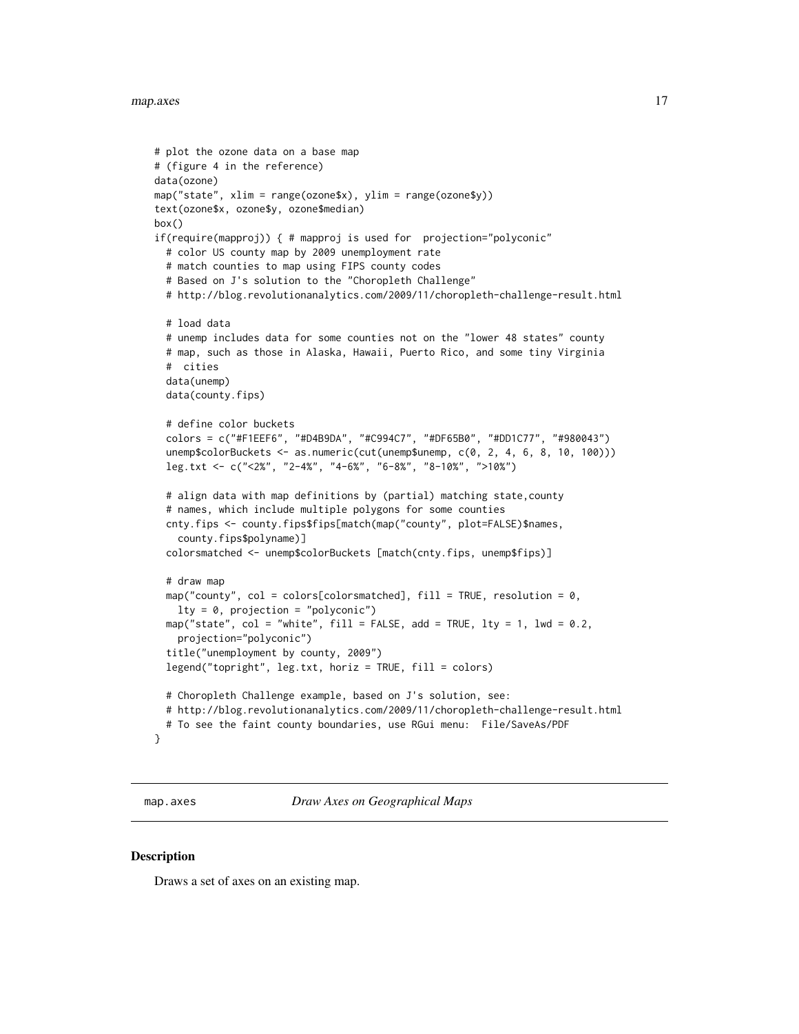```
# plot the ozone data on a base map
# (figure 4 in the reference)
data(ozone)
map("state", xlim = range(ozone$x), ylim = range(ozone$y))
text(ozone$x, ozone$y, ozone$median)
box()
if(require(mapproj)) { # mapproj is used for  projection="polyconic"
  # color US county map by 2009 unemployment rate
  # match counties to map using FIPS county codes
  # Based on J's solution to the "Choropleth Challenge"
  # http://blog.revolutionanalytics.com/2009/11/choropleth-challenge-result.html

  # load data
  # unemp includes data for some counties not on the "lower 48 states" county
  # map, such as those in Alaska, Hawaii, Puerto Rico, and some tiny Virginia
  #  cities
  data(unemp)
  data(county.fips)

  # define color buckets
  colors = c("#F1EEF6", "#D4B9DA", "#C994C7", "#DF65B0", "#DD1C77", "#980043")
  unemp$colorBuckets <- as.numeric(cut(unemp$unemp, c(0, 2, 4, 6, 8, 10, 100)))
  leg.txt <- c("<2%", "2-4%", "4-6%", "6-8%", "8-10%", ">10%")

  # align data with map definitions by (partial) matching state,county
  # names, which include multiple polygons for some counties
  cnty.fips <- county.fips$fips[match(map("county", plot=FALSE)$names,
    county.fips$polyname)]
  colorsmatched <- unemp$colorBuckets [match(cnty.fips, unemp$fips)]

  # draw map
  map("county", col = colors[colorsmatched], fill = TRUE, resolution = 0,
    lty = 0, projection = "polyconic")
  map("state", col = "white", fill = FALSE, add = TRUE, lty = 1, lwd = 0.2,
    projection="polyconic")
  title("unemployment by county, 2009")
  legend("topright", leg.txt, horiz = TRUE, fill = colors)

  # Choropleth Challenge example, based on J's solution, see:
  # http://blog.revolutionanalytics.com/2009/11/choropleth-challenge-result.html
  # To see the faint county boundaries, use RGui menu:  File/SaveAs/PDF
}
```

---

`map.axes` *Draw Axes on Geographical Maps*

---

## Description

Draws a set of axes on an existing map.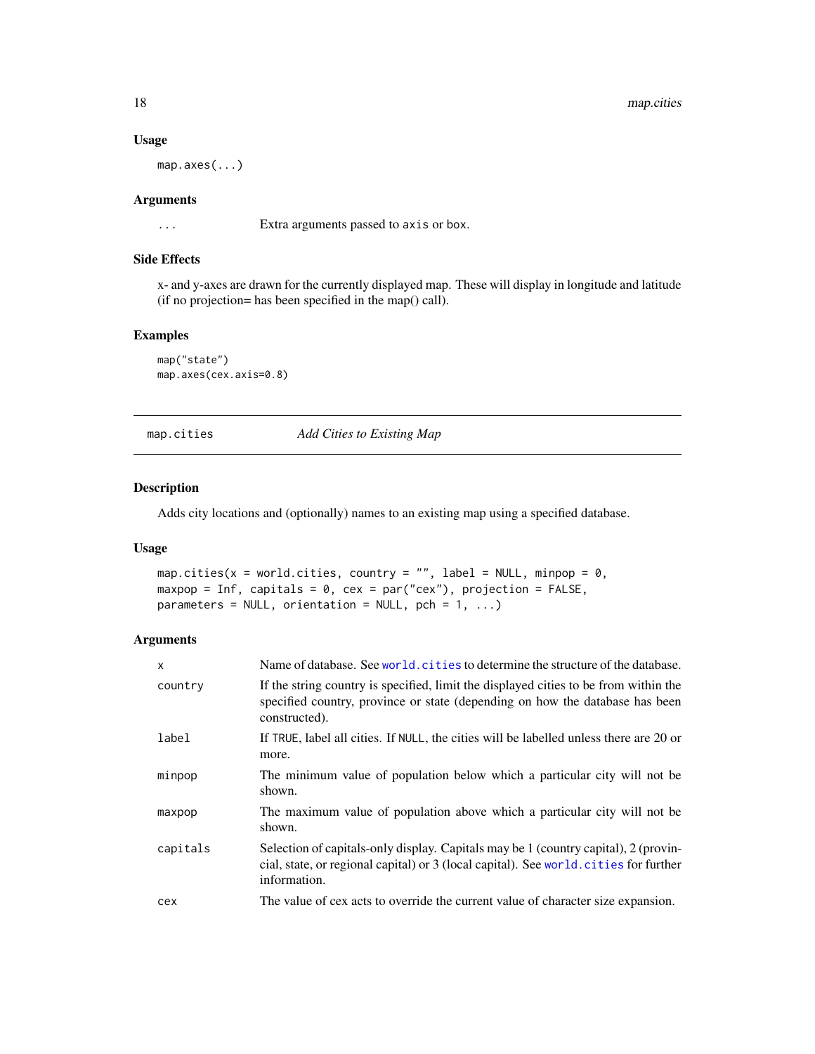### Usage

```
map.axes(...)
```

### Arguments

| | |
|---|---|
| ... | Extra arguments passed to axis or box. |

### Side Effects

x- and y-axes are drawn for the currently displayed map. These will display in longitude and latitude (if no projection= has been specified in the map() call).

### Examples

```
map("state")
map.axes(cex.axis=0.8)
```

---

## map.cities — *Add Cities to Existing Map*

---

### Description

Adds city locations and (optionally) names to an existing map using a specified database.

### Usage

```
map.cities(x = world.cities, country = "", label = NULL, minpop = 0,
maxpop = Inf, capitals = 0, cex = par("cex"), projection = FALSE,
parameters = NULL, orientation = NULL, pch = 1, ...)
```

### Arguments

| | |
|---|---|
| x | Name of database. See world.cities to determine the structure of the database. |
| country | If the string country is specified, limit the displayed cities to be from within the specified country, province or state (depending on how the database has been constructed). |
| label | If TRUE, label all cities. If NULL, the cities will be labelled unless there are 20 or more. |
| minpop | The minimum value of population below which a particular city will not be shown. |
| maxpop | The maximum value of population above which a particular city will not be shown. |
| capitals | Selection of capitals-only display. Capitals may be 1 (country capital), 2 (provincial, state, or regional capital) or 3 (local capital). See world.cities for further information. |
| cex | The value of cex acts to override the current value of character size expansion. |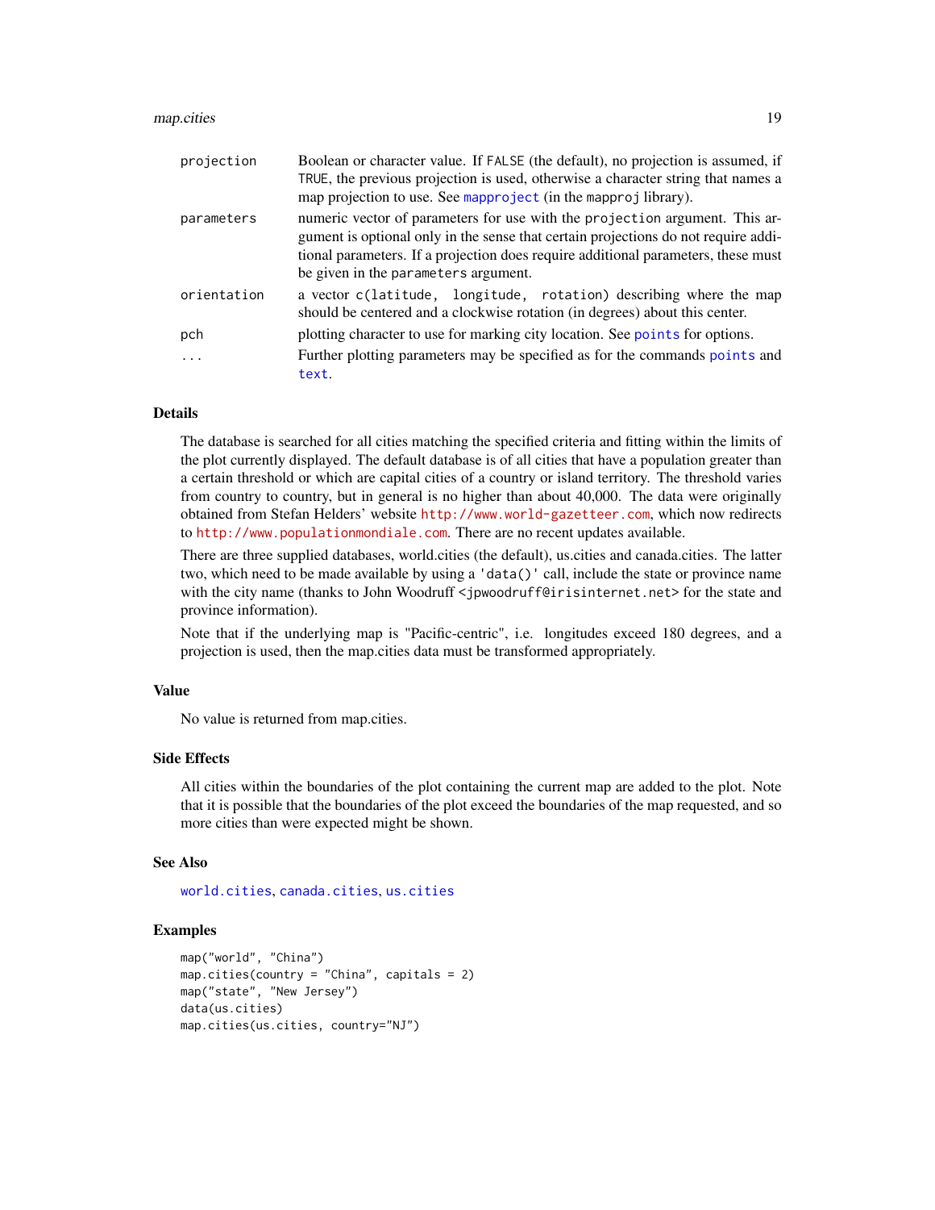| | |
|---|---|
| `projection` | Boolean or character value. If `FALSE` (the default), no projection is assumed, if `TRUE`, the previous projection is used, otherwise a character string that names a map projection to use. See `mapproject` (in the `mapproj` library). |
| `parameters` | numeric vector of parameters for use with the `projection` argument. This argument is optional only in the sense that certain projections do not require additional parameters. If a projection does require additional parameters, these must be given in the `parameters` argument. |
| `orientation` | a vector `c(latitude, longitude, rotation)` describing where the map should be centered and a clockwise rotation (in degrees) about this center. |
| `pch` | plotting character to use for marking city location. See `points` for options. |
| `...` | Further plotting parameters may be specified as for the commands `points` and `text`. |

## Details

The database is searched for all cities matching the specified criteria and fitting within the limits of the plot currently displayed. The default database is of all cities that have a population greater than a certain threshold or which are capital cities of a country or island territory. The threshold varies from country to country, but in general is no higher than about 40,000. The data were originally obtained from Stefan Helders' website http://www.world-gazetteer.com, which now redirects to http://www.populationmondiale.com. There are no recent updates available.

There are three supplied databases, world.cities (the default), us.cities and canada.cities. The latter two, which need to be made available by using a `'data()'` call, include the state or province name with the city name (thanks to John Woodruff <jpwoodruff@irisinternet.net> for the state and province information).

Note that if the underlying map is "Pacific-centric", i.e. longitudes exceed 180 degrees, and a projection is used, then the map.cities data must be transformed appropriately.

## Value

No value is returned from map.cities.

## Side Effects

All cities within the boundaries of the plot containing the current map are added to the plot. Note that it is possible that the boundaries of the plot exceed the boundaries of the map requested, and so more cities than were expected might be shown.

## See Also

`world.cities`, `canada.cities`, `us.cities`

## Examples

```
map("world", "China")
map.cities(country = "China", capitals = 2)
map("state", "New Jersey")
data(us.cities)
map.cities(us.cities, country="NJ")
```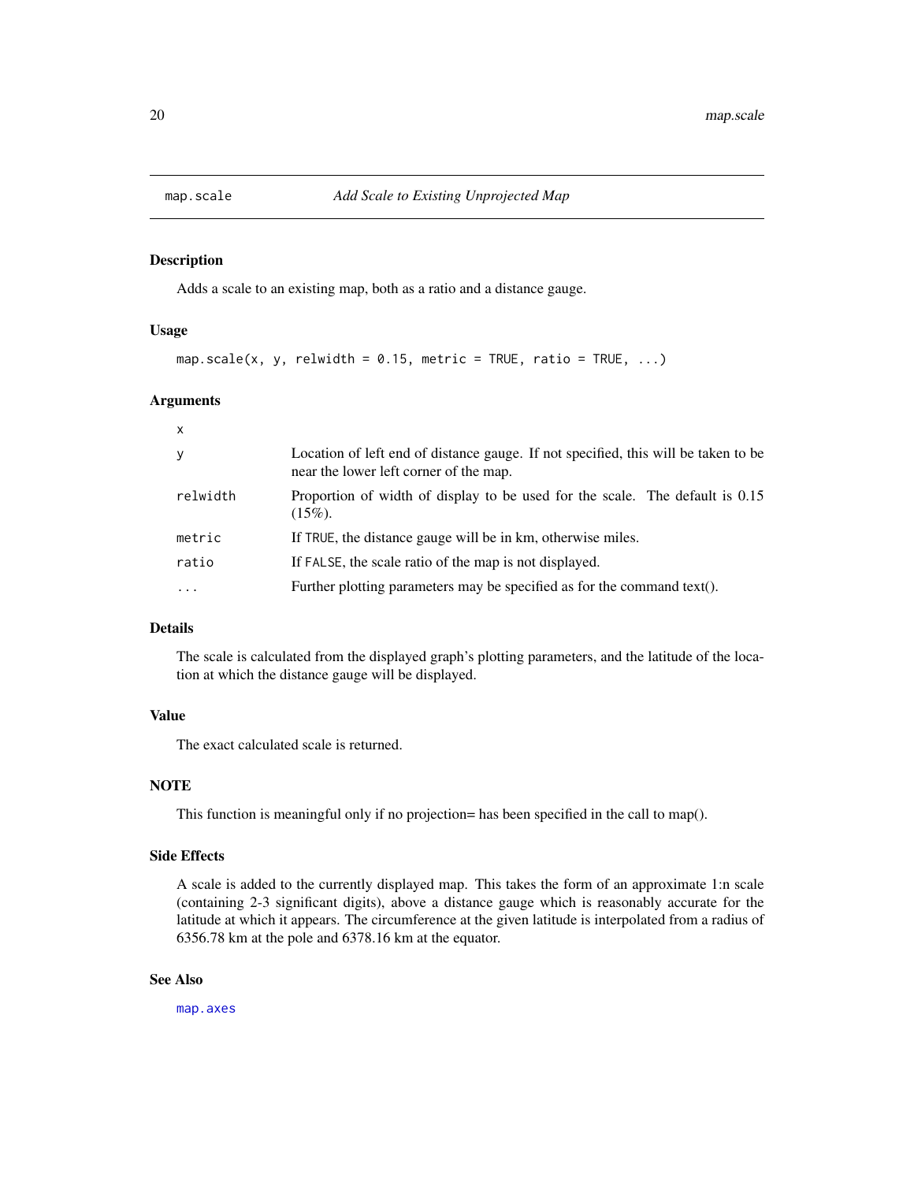# map.scale — *Add Scale to Existing Unprojected Map*

## Description

Adds a scale to an existing map, both as a ratio and a distance gauge.

## Usage

```
map.scale(x, y, relwidth = 0.15, metric = TRUE, ratio = TRUE, ...)
```

## Arguments

| Argument | Description |
|---|---|
| x | |
| y | Location of left end of distance gauge. If not specified, this will be taken to be near the lower left corner of the map. |
| relwidth | Proportion of width of display to be used for the scale. The default is 0.15 (15%). |
| metric | If TRUE, the distance gauge will be in km, otherwise miles. |
| ratio | If FALSE, the scale ratio of the map is not displayed. |
| ... | Further plotting parameters may be specified as for the command text(). |

## Details

The scale is calculated from the displayed graph's plotting parameters, and the latitude of the location at which the distance gauge will be displayed.

## Value

The exact calculated scale is returned.

## NOTE

This function is meaningful only if no projection= has been specified in the call to map().

## Side Effects

A scale is added to the currently displayed map. This takes the form of an approximate 1:n scale (containing 2-3 significant digits), above a distance gauge which is reasonably accurate for the latitude at which it appears. The circumference at the given latitude is interpolated from a radius of 6356.78 km at the pole and 6378.16 km at the equator.

## See Also

map.axes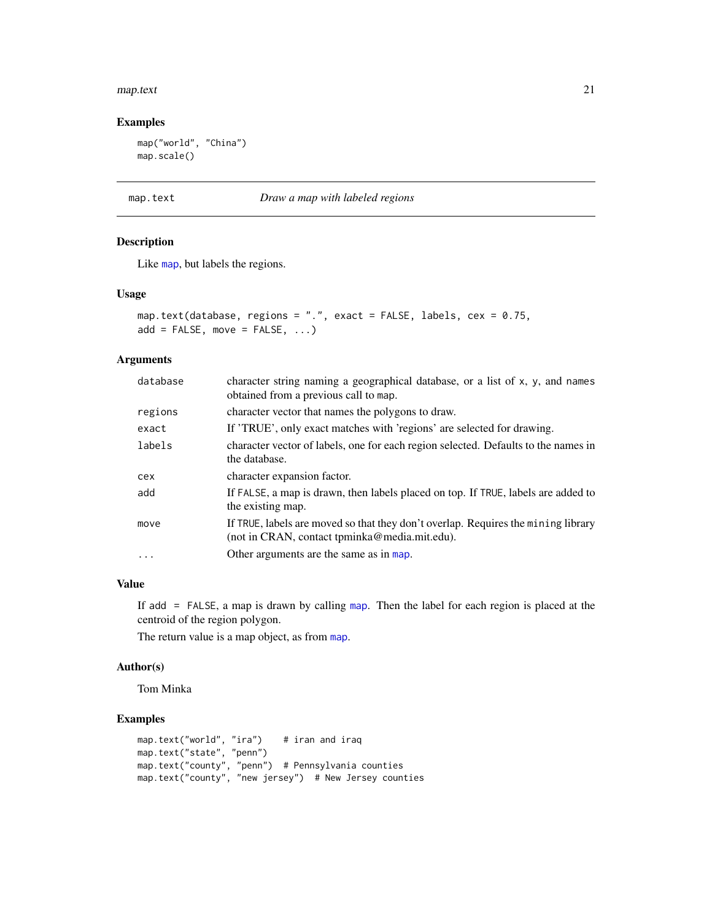## Examples

```
map("world", "China")
map.scale()
```

---

map.text *Draw a map with labeled regions*

---

### Description

Like map, but labels the regions.

### Usage

```
map.text(database, regions = ".", exact = FALSE, labels, cex = 0.75,
add = FALSE, move = FALSE, ...)
```

### Arguments

| | |
|---|---|
| database | character string naming a geographical database, or a list of x, y, and names obtained from a previous call to map. |
| regions | character vector that names the polygons to draw. |
| exact | If 'TRUE', only exact matches with 'regions' are selected for drawing. |
| labels | character vector of labels, one for each region selected. Defaults to the names in the database. |
| cex | character expansion factor. |
| add | If FALSE, a map is drawn, then labels placed on top. If TRUE, labels are added to the existing map. |
| move | If TRUE, labels are moved so that they don't overlap. Requires the mining library (not in CRAN, contact tpminka@media.mit.edu). |
| ... | Other arguments are the same as in map. |

### Value

If add = FALSE, a map is drawn by calling map. Then the label for each region is placed at the centroid of the region polygon.

The return value is a map object, as from map.

### Author(s)

Tom Minka

### Examples

```
map.text("world", "ira")    # iran and iraq
map.text("state", "penn")
map.text("county", "penn")  # Pennsylvania counties
map.text("county", "new jersey")  # New Jersey counties
```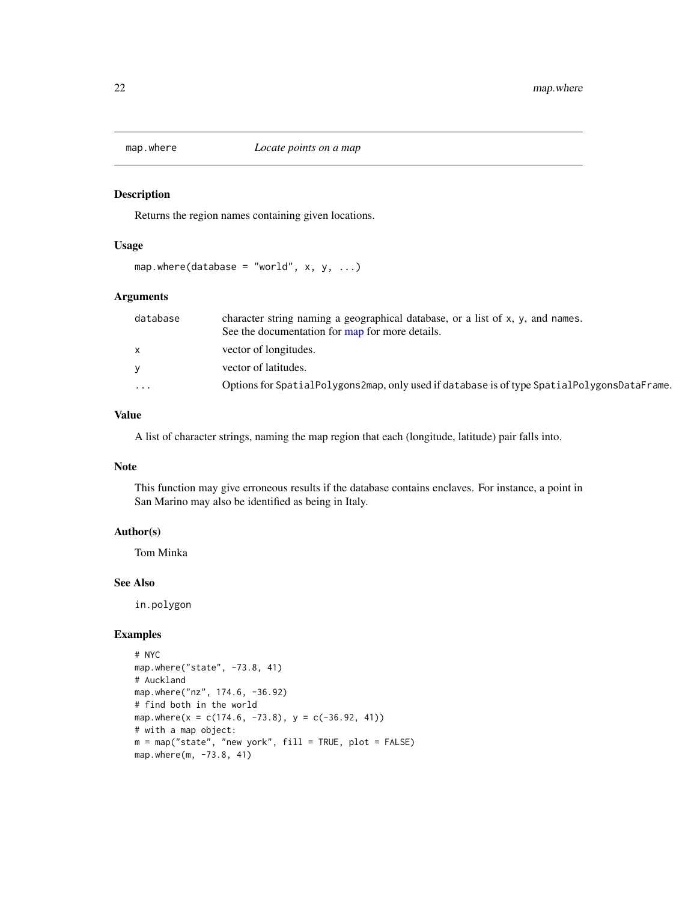# map.where — *Locate points on a map*

## Description

Returns the region names containing given locations.

## Usage

```
map.where(database = "world", x, y, ...)
```

## Arguments

| | |
|---|---|
| `database` | character string naming a geographical database, or a list of `x`, `y`, and `names`. See the documentation for map for more details. |
| `x` | vector of longitudes. |
| `y` | vector of latitudes. |
| `...` | Options for `SpatialPolygons2map`, only used if `database` is of type `SpatialPolygonsDataFrame`. |

## Value

A list of character strings, naming the map region that each (longitude, latitude) pair falls into.

## Note

This function may give erroneous results if the database contains enclaves. For instance, a point in San Marino may also be identified as being in Italy.

## Author(s)

Tom Minka

## See Also

`in.polygon`

## Examples

```
# NYC
map.where("state", -73.8, 41)
# Auckland
map.where("nz", 174.6, -36.92)
# find both in the world
map.where(x = c(174.6, -73.8), y = c(-36.92, 41))
# with a map object:
m = map("state", "new york", fill = TRUE, plot = FALSE)
map.where(m, -73.8, 41)
```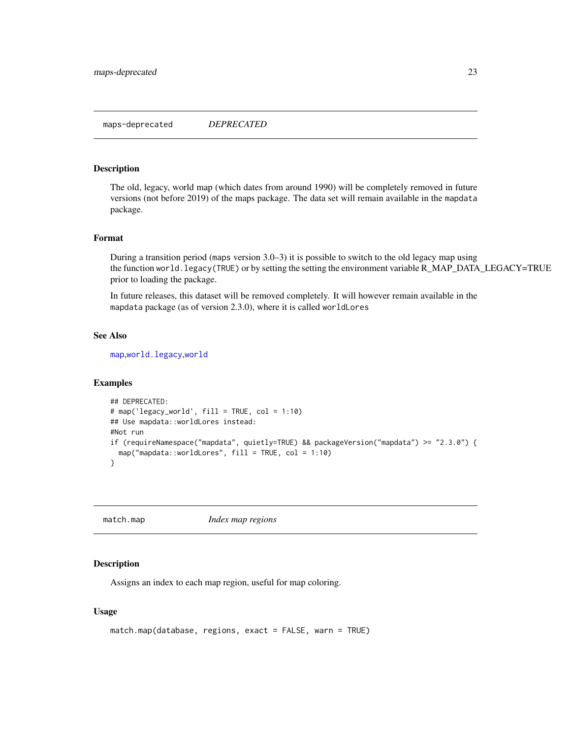## maps-deprecated *DEPRECATED*

### Description

The old, legacy, world map (which dates from around 1990) will be completely removed in future versions (not before 2019) of the maps package. The data set will remain available in the `mapdata` package.

### Format

During a transition period (`maps` version 3.0–3) it is possible to switch to the old legacy map using the function `world.legacy(TRUE)` or by setting the setting the environment variable R_MAP_DATA_LEGACY=TRUE prior to loading the package.

In future releases, this dataset will be removed completely. It will however remain available in the `mapdata` package (as of version 2.3.0), where it is called `worldLores`

### See Also

`map`,`world.legacy`,`world`

### Examples

```
## DEPRECATED:
# map('legacy_world', fill = TRUE, col = 1:10)
## Use mapdata::worldLores instead:
#Not run
if (requireNamespace("mapdata", quietly=TRUE) && packageVersion("mapdata") >= "2.3.0") {
  map("mapdata::worldLores", fill = TRUE, col = 1:10)
}
```

## match.map *Index map regions*

### Description

Assigns an index to each map region, useful for map coloring.

### Usage

```
match.map(database, regions, exact = FALSE, warn = TRUE)
```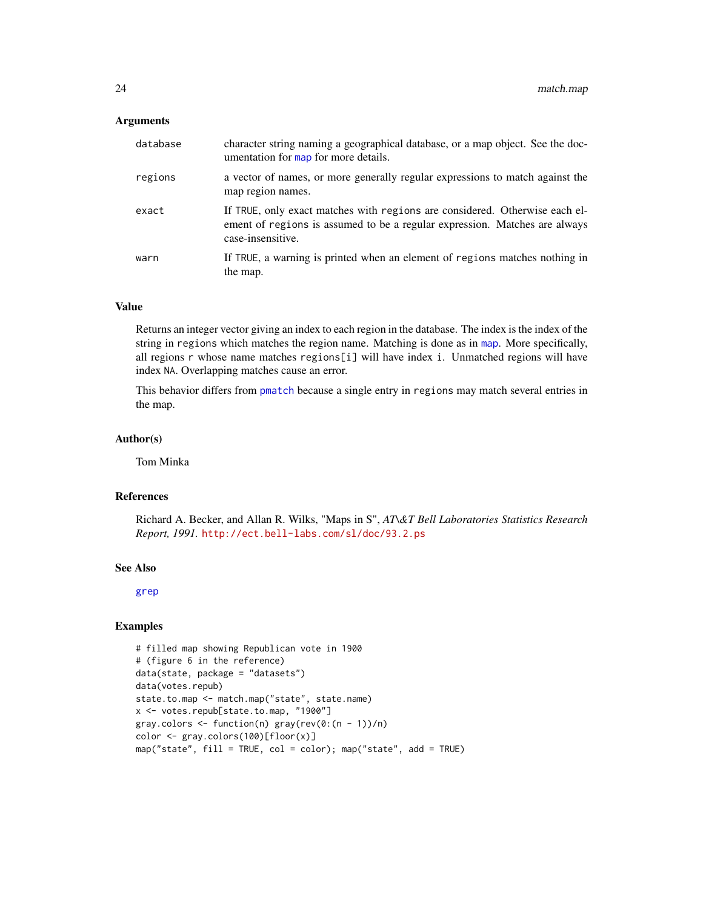### Arguments

| | |
|---|---|
| database | character string naming a geographical database, or a map object. See the documentation for map for more details. |
| regions | a vector of names, or more generally regular expressions to match against the map region names. |
| exact | If TRUE, only exact matches with regions are considered. Otherwise each element of regions is assumed to be a regular expression. Matches are always case-insensitive. |
| warn | If TRUE, a warning is printed when an element of regions matches nothing in the map. |

### Value

Returns an integer vector giving an index to each region in the database. The index is the index of the string in regions which matches the region name. Matching is done as in map. More specifically, all regions r whose name matches regions[i] will have index i. Unmatched regions will have index NA. Overlapping matches cause an error.

This behavior differs from pmatch because a single entry in regions may match several entries in the map.

### Author(s)

Tom Minka

### References

Richard A. Becker, and Allan R. Wilks, "Maps in S", *AT\&T Bell Laboratories Statistics Research Report, 1991.* http://ect.bell-labs.com/sl/doc/93.2.ps

### See Also

grep

### Examples

```
# filled map showing Republican vote in 1900
# (figure 6 in the reference)
data(state, package = "datasets")
data(votes.repub)
state.to.map <- match.map("state", state.name)
x <- votes.repub[state.to.map, "1900"]
gray.colors <- function(n) gray(rev(0:(n - 1))/n)
color <- gray.colors(100)[floor(x)]
map("state", fill = TRUE, col = color); map("state", add = TRUE)
```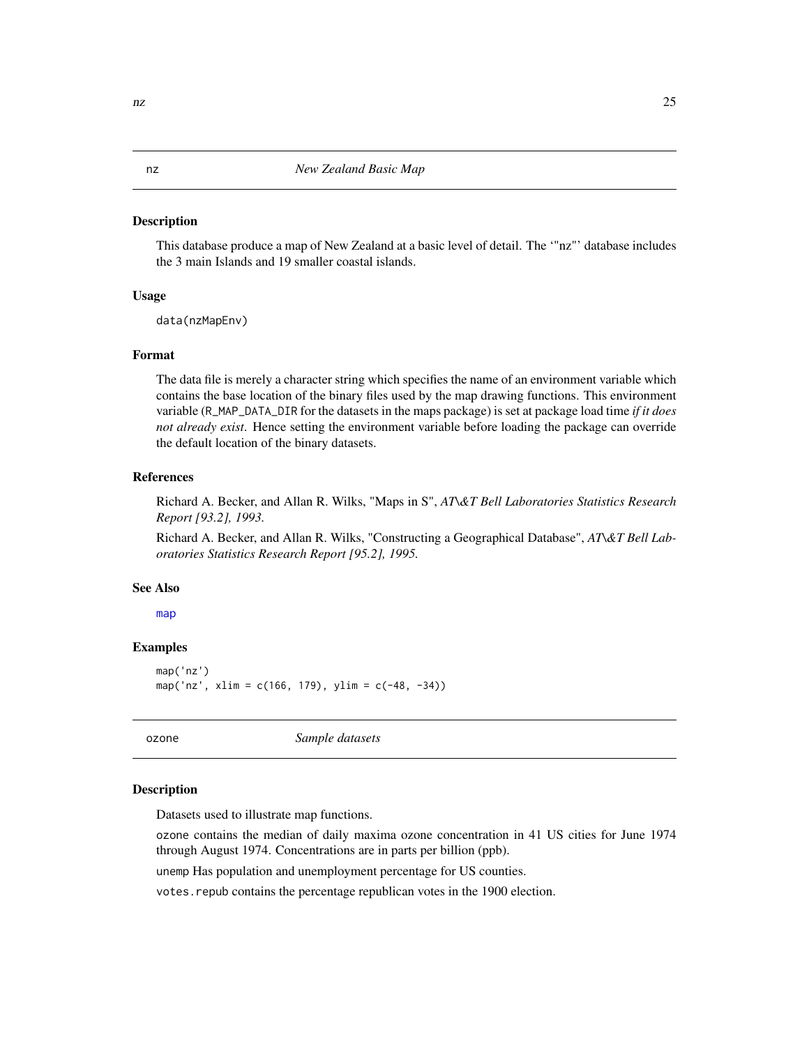## nz — *New Zealand Basic Map*

### Description

This database produce a map of New Zealand at a basic level of detail. The '"nz"' database includes the 3 main Islands and 19 smaller coastal islands.

### Usage

```
data(nzMapEnv)
```

### Format

The data file is merely a character string which specifies the name of an environment variable which contains the base location of the binary files used by the map drawing functions. This environment variable (`R_MAP_DATA_DIR` for the datasets in the maps package) is set at package load time *if it does not already exist*. Hence setting the environment variable before loading the package can override the default location of the binary datasets.

### References

Richard A. Becker, and Allan R. Wilks, "Maps in S", *AT\&T Bell Laboratories Statistics Research Report [93.2], 1993.*

Richard A. Becker, and Allan R. Wilks, "Constructing a Geographical Database", *AT\&T Bell Laboratories Statistics Research Report [95.2], 1995.*

### See Also

`map`

### Examples

```
map('nz')
map('nz', xlim = c(166, 179), ylim = c(-48, -34))
```

## ozone — *Sample datasets*

### Description

Datasets used to illustrate map functions.

`ozone` contains the median of daily maxima ozone concentration in 41 US cities for June 1974 through August 1974. Concentrations are in parts per billion (ppb).

`unemp` Has population and unemployment percentage for US counties.

`votes.repub` contains the percentage republican votes in the 1900 election.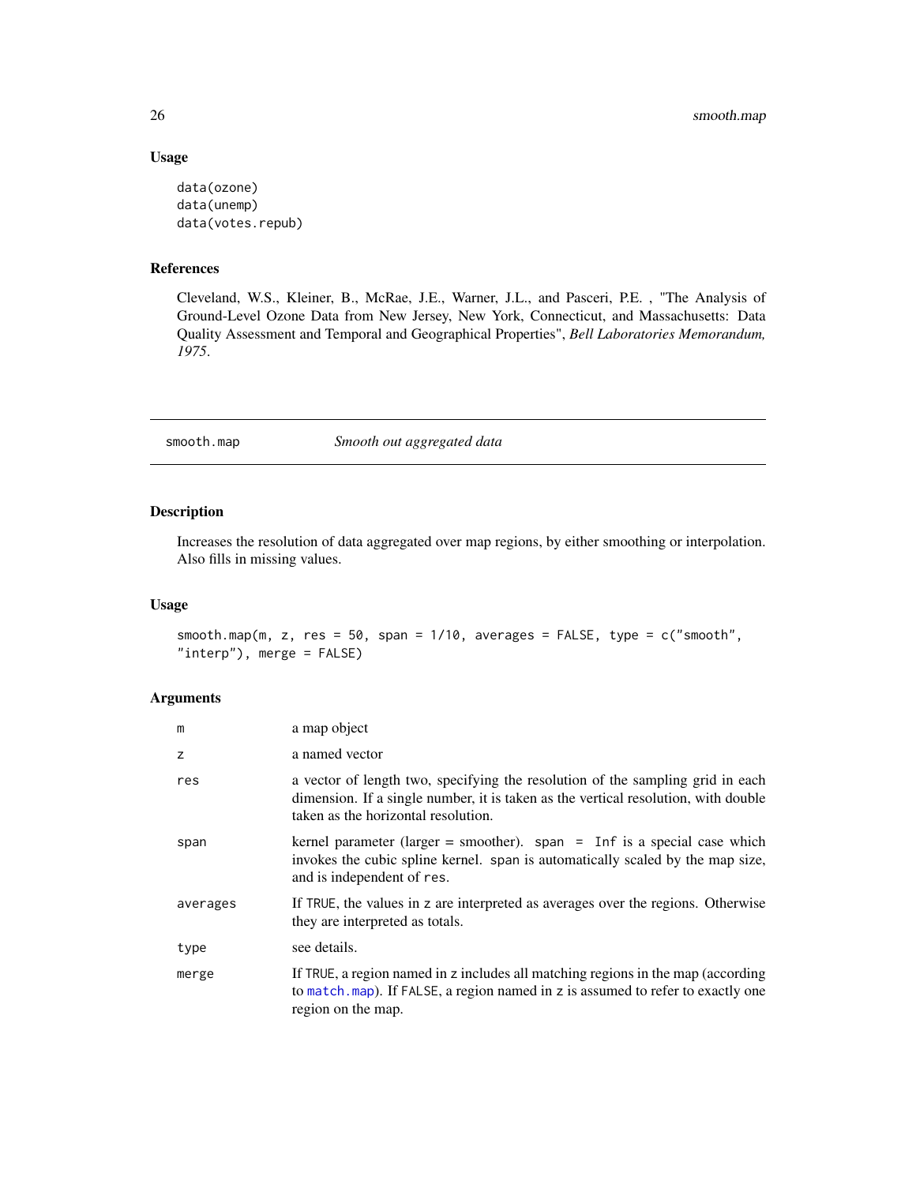## Usage

```
data(ozone)
data(unemp)
data(votes.repub)
```

## References

Cleveland, W.S., Kleiner, B., McRae, J.E., Warner, J.L., and Pasceri, P.E. , "The Analysis of Ground-Level Ozone Data from New Jersey, New York, Connecticut, and Massachusetts: Data Quality Assessment and Temporal and Geographical Properties", *Bell Laboratories Memorandum, 1975*.

---

# smooth.map — *Smooth out aggregated data*

---

## Description

Increases the resolution of data aggregated over map regions, by either smoothing or interpolation. Also fills in missing values.

## Usage

```
smooth.map(m, z, res = 50, span = 1/10, averages = FALSE, type = c("smooth",
"interp"), merge = FALSE)
```

## Arguments

| | |
|---|---|
| `m` | a map object |
| `z` | a named vector |
| `res` | a vector of length two, specifying the resolution of the sampling grid in each dimension. If a single number, it is taken as the vertical resolution, with double taken as the horizontal resolution. |
| `span` | kernel parameter (larger = smoother). `span = Inf` is a special case which invokes the cubic spline kernel. `span` is automatically scaled by the map size, and is independent of `res`. |
| `averages` | If `TRUE`, the values in `z` are interpreted as averages over the regions. Otherwise they are interpreted as totals. |
| `type` | see details. |
| `merge` | If `TRUE`, a region named in `z` includes all matching regions in the map (according to `match.map`). If `FALSE`, a region named in `z` is assumed to refer to exactly one region on the map. |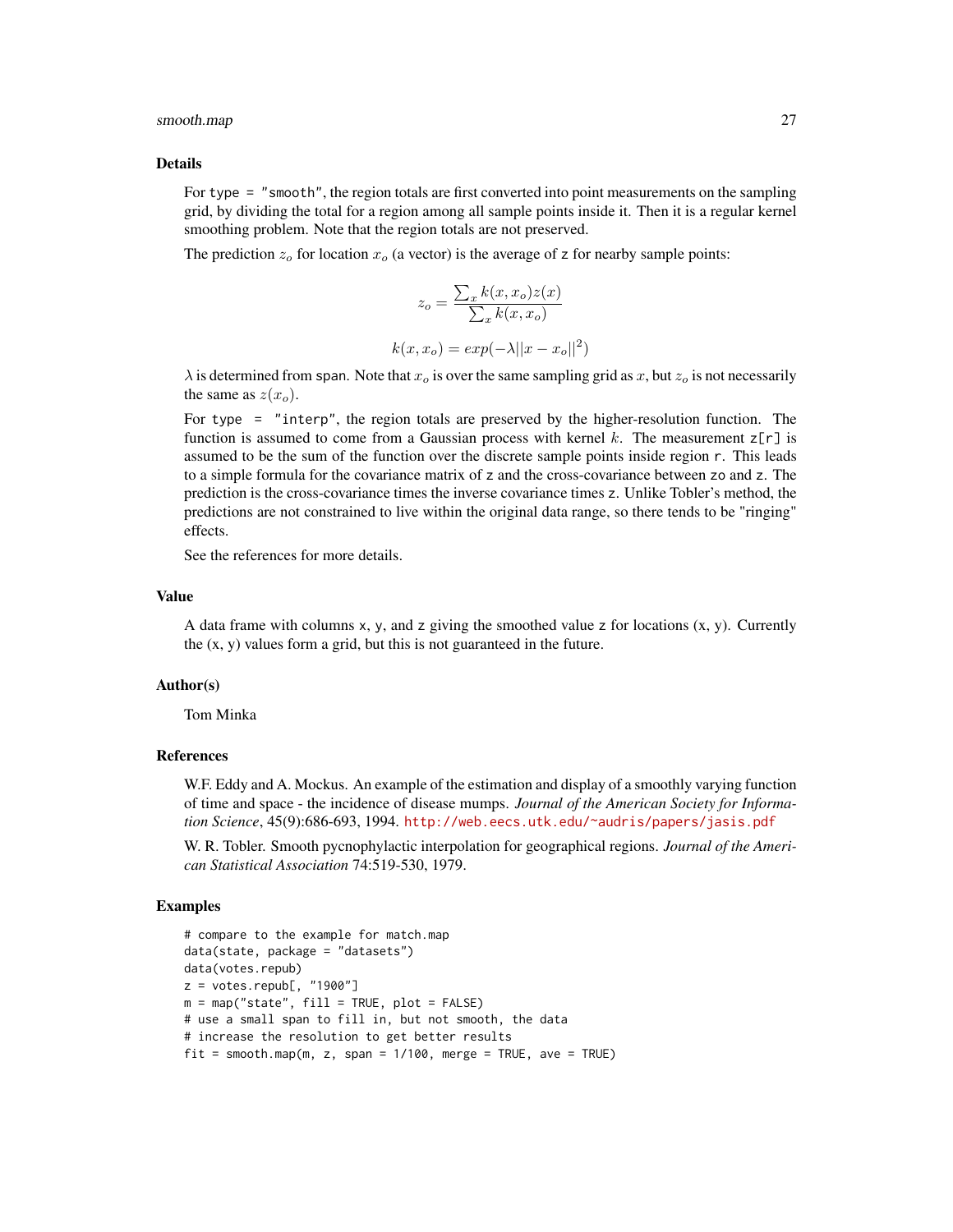## Details

For type = "smooth", the region totals are first converted into point measurements on the sampling grid, by dividing the total for a region among all sample points inside it. Then it is a regular kernel smoothing problem. Note that the region totals are not preserved.

The prediction $z_o$ for location $x_o$ (a vector) is the average of z for nearby sample points:

$$z_o = \frac{\sum_x k(x, x_o) z(x)}{\sum_x k(x, x_o)}$$

$$k(x, x_o) = exp(-\lambda ||x - x_o||^2)$$

$\lambda$ is determined from span. Note that $x_o$ is over the same sampling grid as $x$, but $z_o$ is not necessarily the same as $z(x_o)$.

For type = "interp", the region totals are preserved by the higher-resolution function. The function is assumed to come from a Gaussian process with kernel $k$. The measurement z[r] is assumed to be the sum of the function over the discrete sample points inside region r. This leads to a simple formula for the covariance matrix of z and the cross-covariance between zo and z. The prediction is the cross-covariance times the inverse covariance times z. Unlike Tobler's method, the predictions are not constrained to live within the original data range, so there tends to be "ringing" effects.

See the references for more details.

## Value

A data frame with columns x, y, and z giving the smoothed value z for locations (x, y). Currently the (x, y) values form a grid, but this is not guaranteed in the future.

## Author(s)

Tom Minka

## References

W.F. Eddy and A. Mockus. An example of the estimation and display of a smoothly varying function of time and space - the incidence of disease mumps. *Journal of the American Society for Information Science*, 45(9):686-693, 1994. http://web.eecs.utk.edu/~audris/papers/jasis.pdf

W. R. Tobler. Smooth pycnophylactic interpolation for geographical regions. *Journal of the American Statistical Association* 74:519-530, 1979.

## Examples

```
# compare to the example for match.map
data(state, package = "datasets")
data(votes.repub)
z = votes.repub[, "1900"]
m = map("state", fill = TRUE, plot = FALSE)
# use a small span to fill in, but not smooth, the data
# increase the resolution to get better results
fit = smooth.map(m, z, span = 1/100, merge = TRUE, ave = TRUE)
```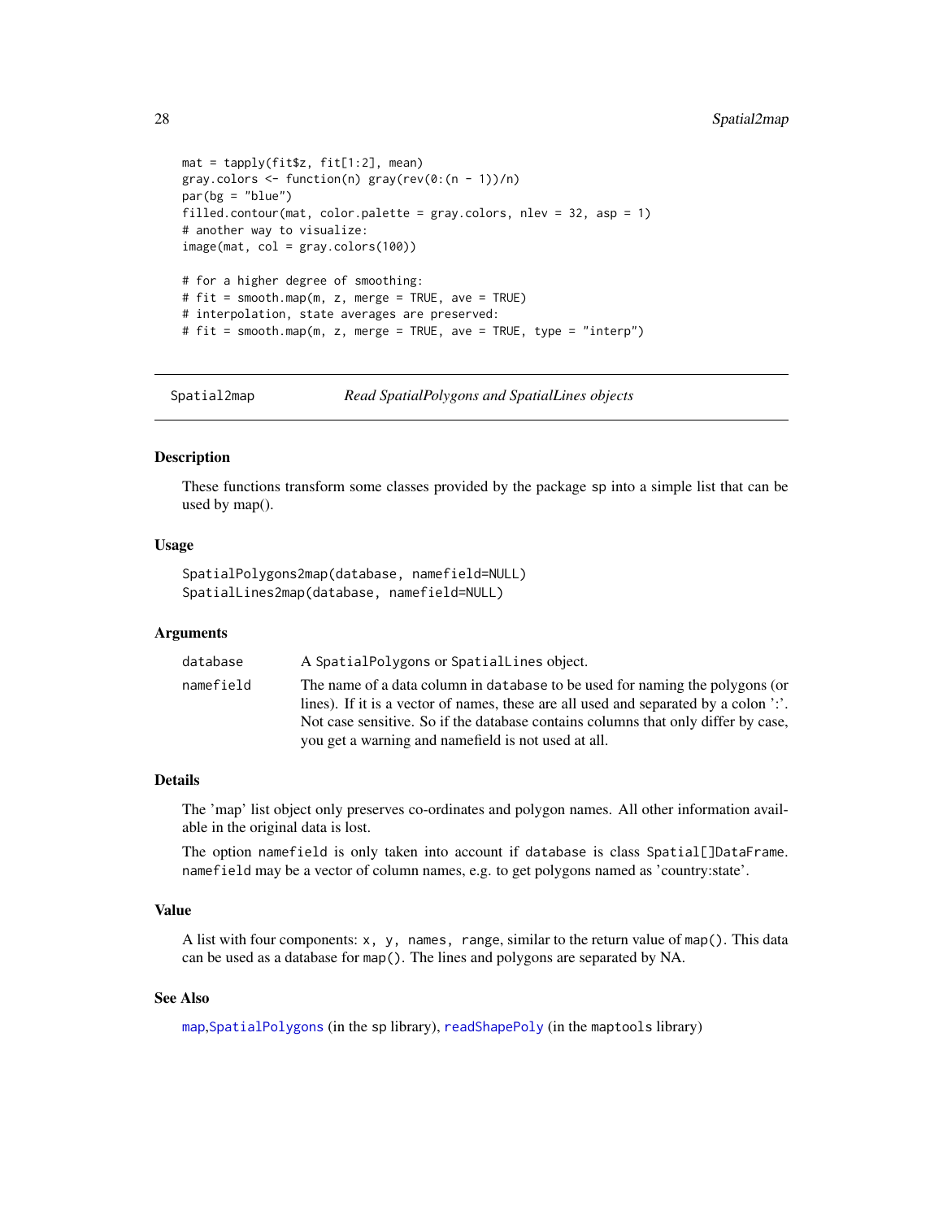```
mat = tapply(fit$z, fit[1:2], mean)
gray.colors <- function(n) gray(rev(0:(n - 1))/n)
par(bg = "blue")
filled.contour(mat, color.palette = gray.colors, nlev = 32, asp = 1)
# another way to visualize:
image(mat, col = gray.colors(100))

# for a higher degree of smoothing:
# fit = smooth.map(m, z, merge = TRUE, ave = TRUE)
# interpolation, state averages are preserved:
# fit = smooth.map(m, z, merge = TRUE, ave = TRUE, type = "interp")
```

---

## Spatial2map — *Read SpatialPolygons and SpatialLines objects*

### Description

These functions transform some classes provided by the package sp into a simple list that can be used by map().

### Usage

```
SpatialPolygons2map(database, namefield=NULL)
SpatialLines2map(database, namefield=NULL)
```

### Arguments

| | |
|---|---|
| `database` | A `SpatialPolygons` or `SpatialLines` object. |
| `namefield` | The name of a data column in `database` to be used for naming the polygons (or lines). If it is a vector of names, these are all used and separated by a colon ':'. Not case sensitive. So if the database contains columns that only differ by case, you get a warning and namefield is not used at all. |

### Details

The 'map' list object only preserves co-ordinates and polygon names. All other information available in the original data is lost.

The option `namefield` is only taken into account if `database` is class `Spatial[]DataFrame`. `namefield` may be a vector of column names, e.g. to get polygons named as 'country:state'.

### Value

A list with four components: `x, y, names, range`, similar to the return value of `map()`. This data can be used as a database for `map()`. The lines and polygons are separated by NA.

### See Also

`map`, `SpatialPolygons` (in the sp library), `readShapePoly` (in the `maptools` library)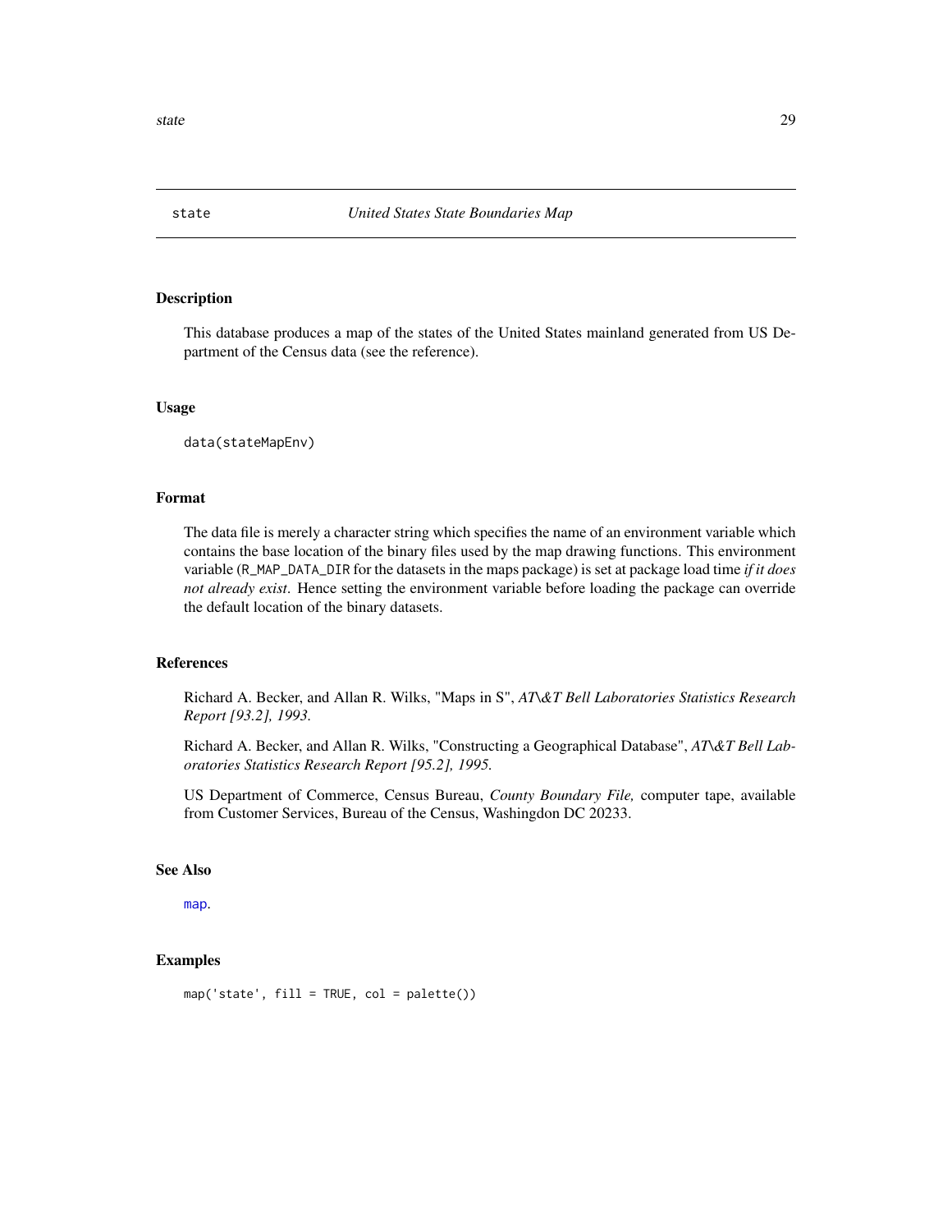## state — *United States State Boundaries Map*

### Description

This database produces a map of the states of the United States mainland generated from US Department of the Census data (see the reference).

### Usage

```
data(stateMapEnv)
```

### Format

The data file is merely a character string which specifies the name of an environment variable which contains the base location of the binary files used by the map drawing functions. This environment variable (`R_MAP_DATA_DIR` for the datasets in the maps package) is set at package load time *if it does not already exist*. Hence setting the environment variable before loading the package can override the default location of the binary datasets.

### References

Richard A. Becker, and Allan R. Wilks, "Maps in S", *AT\&T Bell Laboratories Statistics Research Report [93.2], 1993.*

Richard A. Becker, and Allan R. Wilks, "Constructing a Geographical Database", *AT\&T Bell Laboratories Statistics Research Report [95.2], 1995.*

US Department of Commerce, Census Bureau, *County Boundary File,* computer tape, available from Customer Services, Bureau of the Census, Washingdon DC 20233.

### See Also

`map`.

### Examples

```
map('state', fill = TRUE, col = palette())
```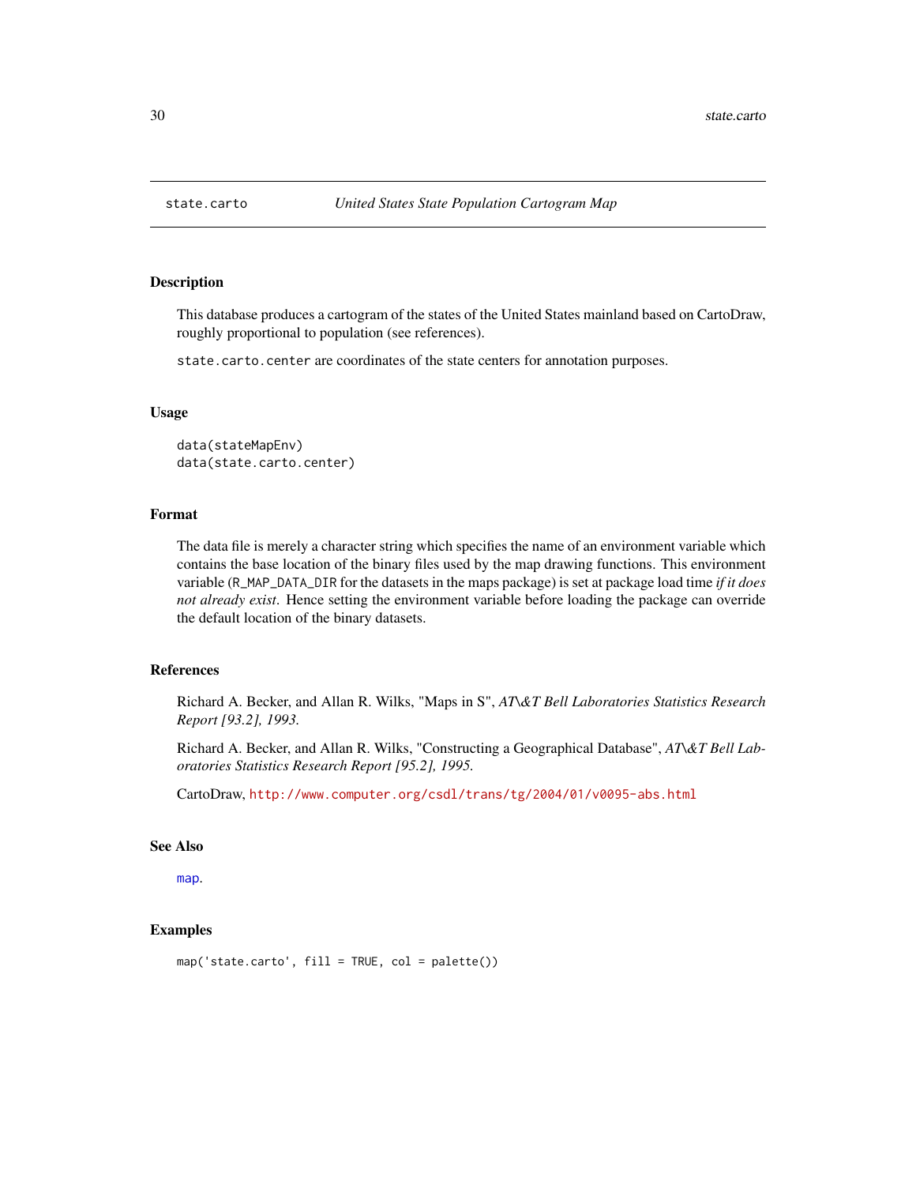state.carto — *United States State Population Cartogram Map*

## Description

This database produces a cartogram of the states of the United States mainland based on CartoDraw, roughly proportional to population (see references).

`state.carto.center` are coordinates of the state centers for annotation purposes.

## Usage

```
data(stateMapEnv)
data(state.carto.center)
```

## Format

The data file is merely a character string which specifies the name of an environment variable which contains the base location of the binary files used by the map drawing functions. This environment variable (`R_MAP_DATA_DIR` for the datasets in the maps package) is set at package load time *if it does not already exist*. Hence setting the environment variable before loading the package can override the default location of the binary datasets.

## References

Richard A. Becker, and Allan R. Wilks, "Maps in S", *AT\&T Bell Laboratories Statistics Research Report [93.2], 1993.*

Richard A. Becker, and Allan R. Wilks, "Constructing a Geographical Database", *AT\&T Bell Laboratories Statistics Research Report [95.2], 1995.*

CartoDraw, http://www.computer.org/csdl/trans/tg/2004/01/v0095-abs.html

## See Also

`map`.

## Examples

```
map('state.carto', fill = TRUE, col = palette())
```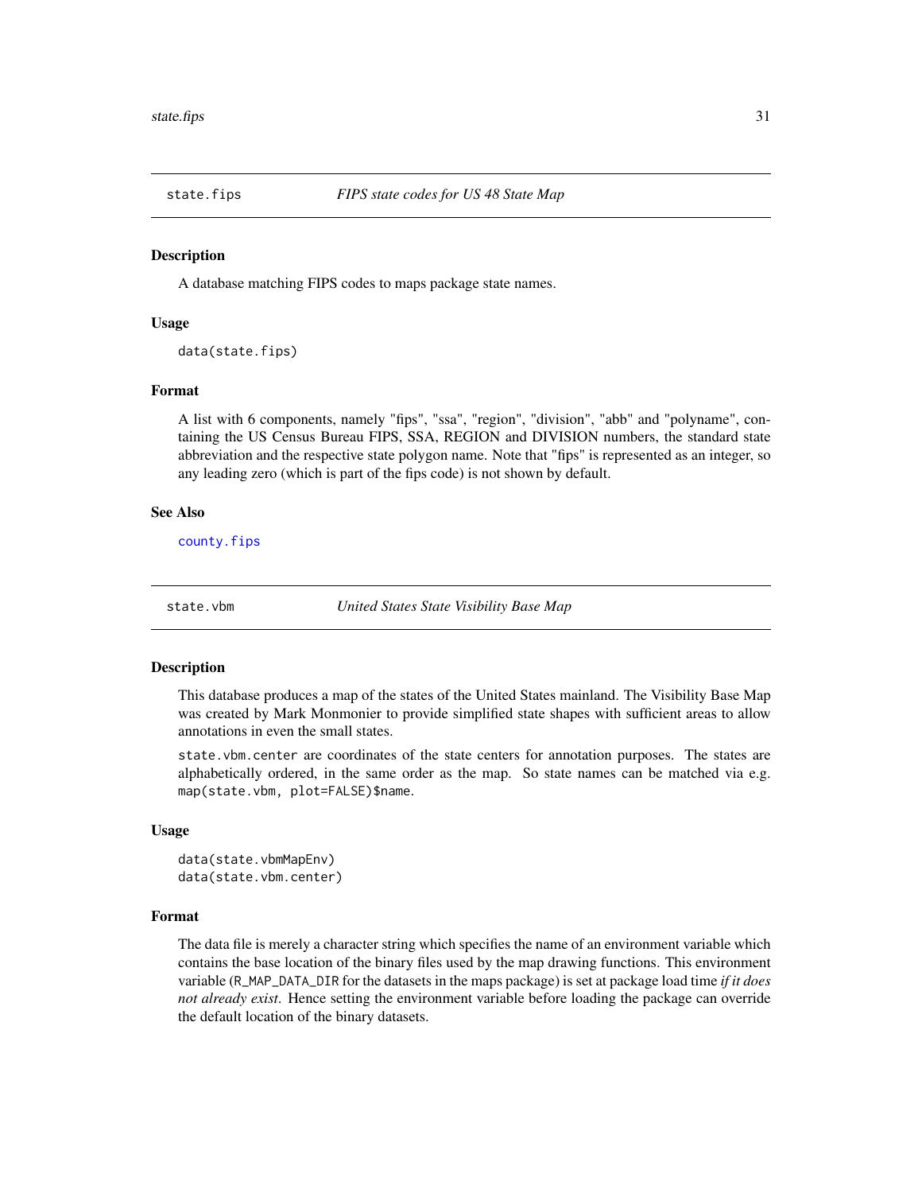## state.fips — *FIPS state codes for US 48 State Map*

### Description

A database matching FIPS codes to maps package state names.

### Usage

```
data(state.fips)
```

### Format

A list with 6 components, namely "fips", "ssa", "region", "division", "abb" and "polyname", containing the US Census Bureau FIPS, SSA, REGION and DIVISION numbers, the standard state abbreviation and the respective state polygon name. Note that "fips" is represented as an integer, so any leading zero (which is part of the fips code) is not shown by default.

### See Also

`county.fips`

## state.vbm — *United States State Visibility Base Map*

### Description

This database produces a map of the states of the United States mainland. The Visibility Base Map was created by Mark Monmonier to provide simplified state shapes with sufficient areas to allow annotations in even the small states.

`state.vbm.center` are coordinates of the state centers for annotation purposes. The states are alphabetically ordered, in the same order as the map. So state names can be matched via e.g. `map(state.vbm, plot=FALSE)$name`.

### Usage

```
data(state.vbmMapEnv)
data(state.vbm.center)
```

### Format

The data file is merely a character string which specifies the name of an environment variable which contains the base location of the binary files used by the map drawing functions. This environment variable (`R_MAP_DATA_DIR` for the datasets in the maps package) is set at package load time *if it does not already exist*. Hence setting the environment variable before loading the package can override the default location of the binary datasets.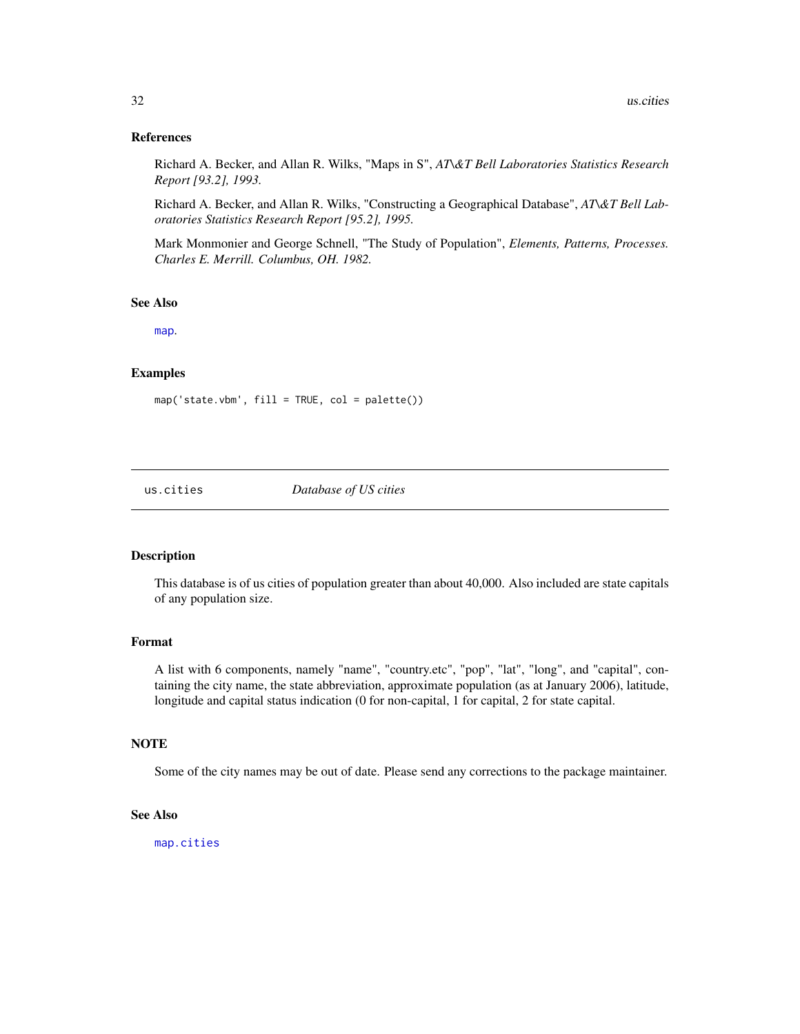### References

Richard A. Becker, and Allan R. Wilks, "Maps in S", *AT\&T Bell Laboratories Statistics Research Report [93.2], 1993.*

Richard A. Becker, and Allan R. Wilks, "Constructing a Geographical Database", *AT\&T Bell Laboratories Statistics Research Report [95.2], 1995.*

Mark Monmonier and George Schnell, "The Study of Population", *Elements, Patterns, Processes. Charles E. Merrill. Columbus, OH. 1982.*

### See Also

`map`.

### Examples

```
map('state.vbm', fill = TRUE, col = palette())
```

---

## us.cities *Database of US cities*

### Description

This database is of us cities of population greater than about 40,000. Also included are state capitals of any population size.

### Format

A list with 6 components, namely "name", "country.etc", "pop", "lat", "long", and "capital", containing the city name, the state abbreviation, approximate population (as at January 2006), latitude, longitude and capital status indication (0 for non-capital, 1 for capital, 2 for state capital.

### NOTE

Some of the city names may be out of date. Please send any corrections to the package maintainer.

### See Also

`map.cities`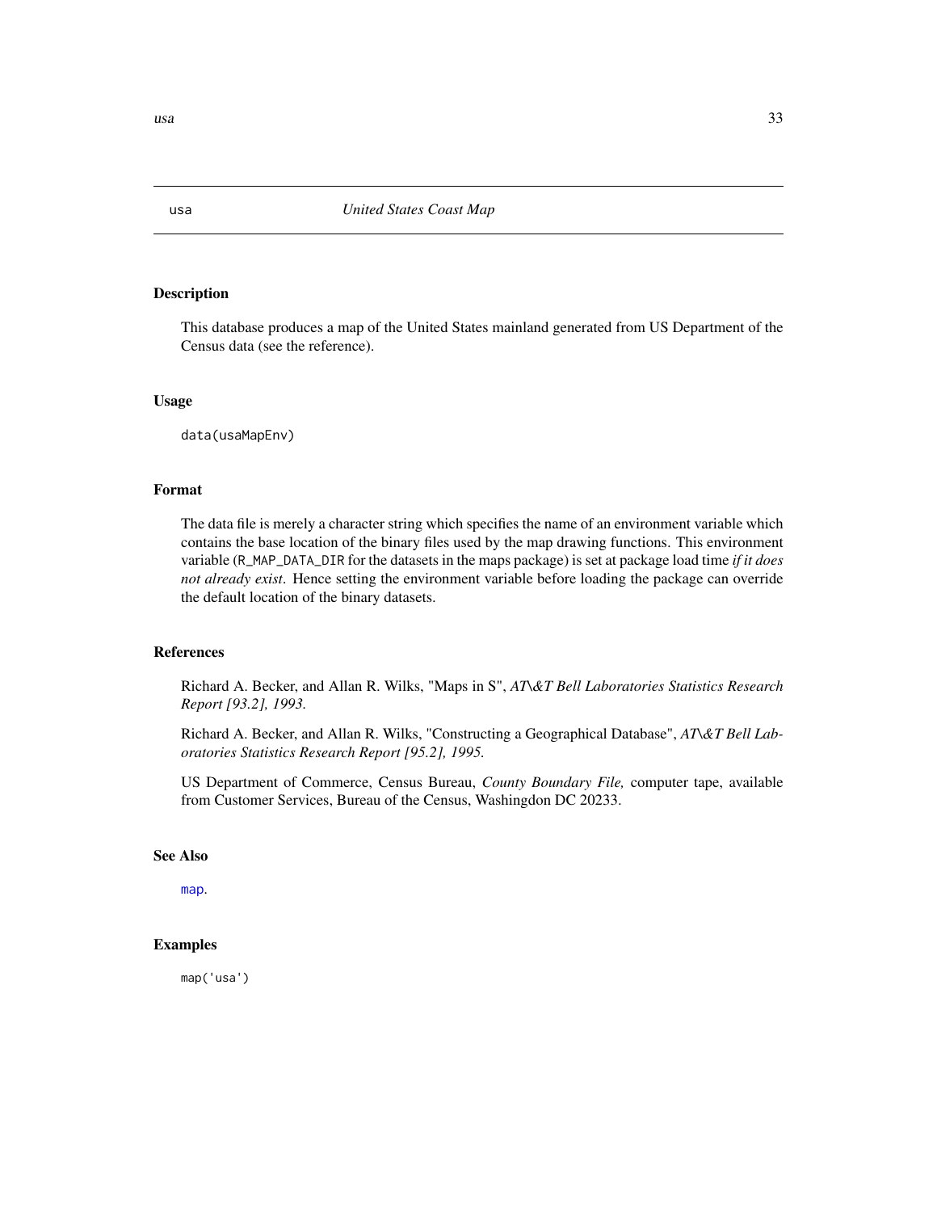`usa` — *United States Coast Map*

## Description

This database produces a map of the United States mainland generated from US Department of the Census data (see the reference).

## Usage

```
data(usaMapEnv)
```

## Format

The data file is merely a character string which specifies the name of an environment variable which contains the base location of the binary files used by the map drawing functions. This environment variable (`R_MAP_DATA_DIR` for the datasets in the maps package) is set at package load time *if it does not already exist*. Hence setting the environment variable before loading the package can override the default location of the binary datasets.

## References

Richard A. Becker, and Allan R. Wilks, "Maps in S", *AT\&T Bell Laboratories Statistics Research Report [93.2], 1993.*

Richard A. Becker, and Allan R. Wilks, "Constructing a Geographical Database", *AT\&T Bell Laboratories Statistics Research Report [95.2], 1995.*

US Department of Commerce, Census Bureau, *County Boundary File,* computer tape, available from Customer Services, Bureau of the Census, Washingdon DC 20233.

## See Also

`map`.

## Examples

```
map('usa')
```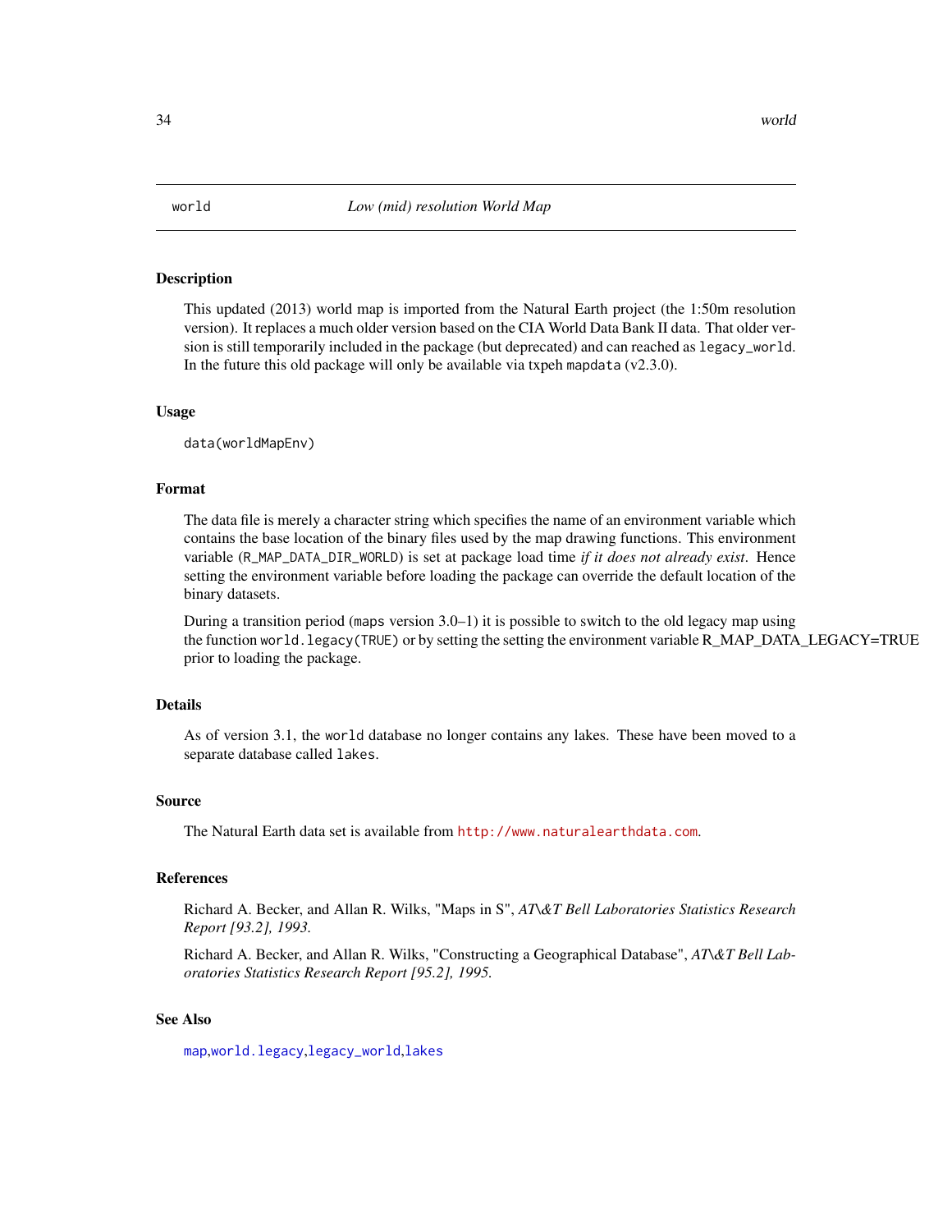`world` *Low (mid) resolution World Map*

## Description

This updated (2013) world map is imported from the Natural Earth project (the 1:50m resolution version). It replaces a much older version based on the CIA World Data Bank II data. That older version is still temporarily included in the package (but deprecated) and can reached as `legacy_world`. In the future this old package will only be available via txpeh `mapdata` (v2.3.0).

## Usage

```
data(worldMapEnv)
```

## Format

The data file is merely a character string which specifies the name of an environment variable which contains the base location of the binary files used by the map drawing functions. This environment variable (`R_MAP_DATA_DIR_WORLD`) is set at package load time *if it does not already exist*. Hence setting the environment variable before loading the package can override the default location of the binary datasets.

During a transition period (`maps` version 3.0–1) it is possible to switch to the old legacy map using the function `world.legacy(TRUE)` or by setting the setting the environment variable R_MAP_DATA_LEGACY=TRUE prior to loading the package.

## Details

As of version 3.1, the `world` database no longer contains any lakes. These have been moved to a separate database called `lakes`.

## Source

The Natural Earth data set is available from http://www.naturalearthdata.com.

## References

Richard A. Becker, and Allan R. Wilks, "Maps in S", *AT\&T Bell Laboratories Statistics Research Report [93.2], 1993.*

Richard A. Becker, and Allan R. Wilks, "Constructing a Geographical Database", *AT\&T Bell Laboratories Statistics Research Report [95.2], 1995.*

## See Also

`map`,`world.legacy`,`legacy_world`,`lakes`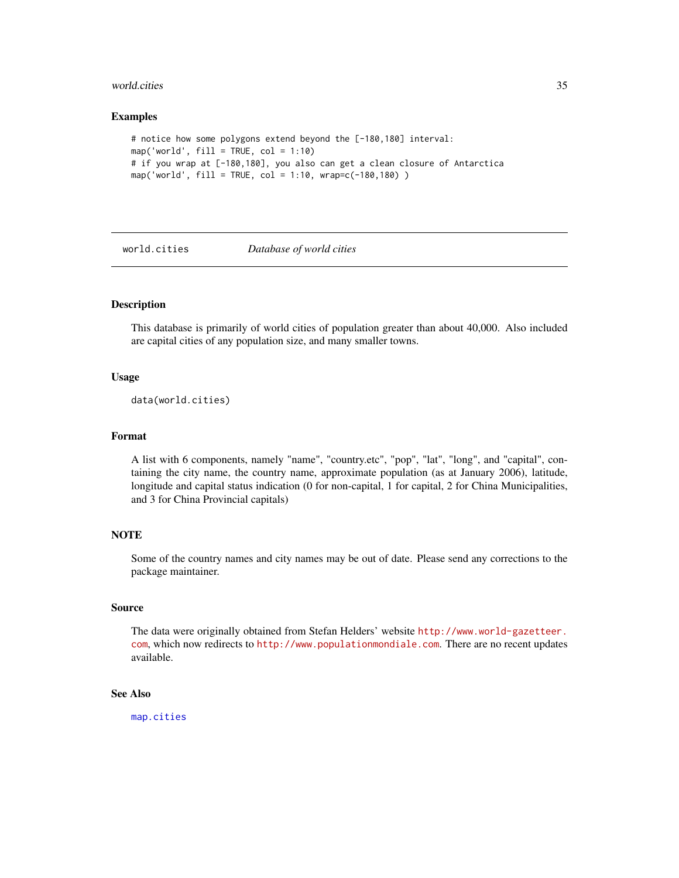## Examples

```
# notice how some polygons extend beyond the [-180,180] interval:
map('world', fill = TRUE, col = 1:10)
# if you wrap at [-180,180], you also can get a clean closure of Antarctica
map('world', fill = TRUE, col = 1:10, wrap=c(-180,180) )
```

---

# world.cities — *Database of world cities*

---

### Description

This database is primarily of world cities of population greater than about 40,000. Also included are capital cities of any population size, and many smaller towns.

### Usage

```
data(world.cities)
```

### Format

A list with 6 components, namely "name", "country.etc", "pop", "lat", "long", and "capital", containing the city name, the country name, approximate population (as at January 2006), latitude, longitude and capital status indication (0 for non-capital, 1 for capital, 2 for China Municipalities, and 3 for China Provincial capitals)

### NOTE

Some of the country names and city names may be out of date. Please send any corrections to the package maintainer.

### Source

The data were originally obtained from Stefan Helders' website http://www.world-gazetteer.com, which now redirects to http://www.populationmondiale.com. There are no recent updates available.

### See Also

map.cities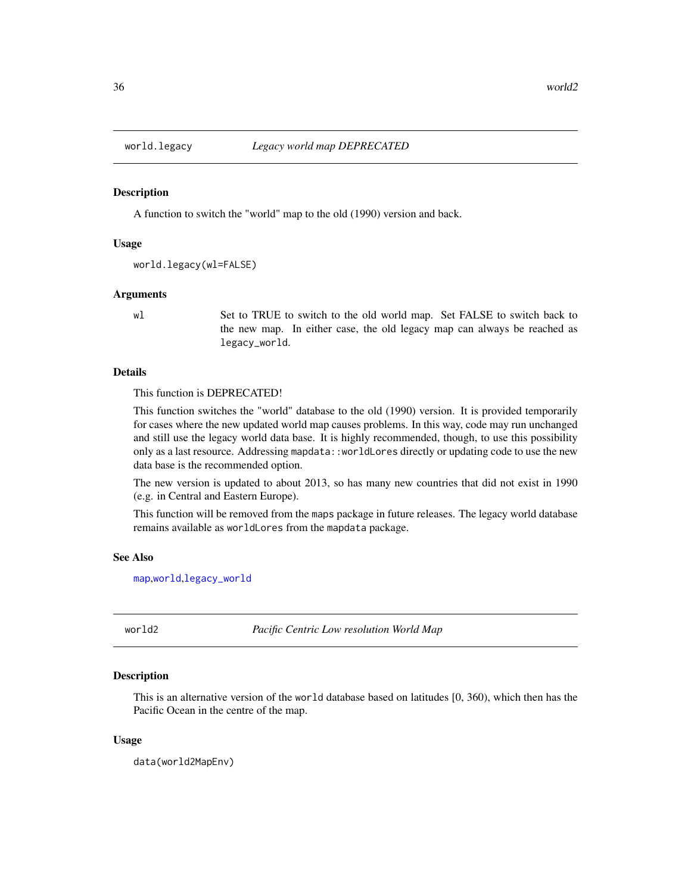## world.legacy — *Legacy world map DEPRECATED*

### Description

A function to switch the "world" map to the old (1990) version and back.

### Usage

```
world.legacy(wl=FALSE)
```

### Arguments

| | |
|---|---|
| wl | Set to TRUE to switch to the old world map. Set FALSE to switch back to the new map. In either case, the old legacy map can always be reached as `legacy_world`. |

### Details

This function is DEPRECATED!

This function switches the "world" database to the old (1990) version. It is provided temporarily for cases where the new updated world map causes problems. In this way, code may run unchanged and still use the legacy world data base. It is highly recommended, though, to use this possibility only as a last resource. Addressing `mapdata::worldLores` directly or updating code to use the new data base is the recommended option.

The new version is updated to about 2013, so has many new countries that did not exist in 1990 (e.g. in Central and Eastern Europe).

This function will be removed from the `maps` package in future releases. The legacy world database remains available as `worldLores` from the `mapdata` package.

### See Also

`map`,`world`,`legacy_world`

## world2 — *Pacific Centric Low resolution World Map*

### Description

This is an alternative version of the `world` database based on latitudes [0, 360), which then has the Pacific Ocean in the centre of the map.

### Usage

```
data(world2MapEnv)
```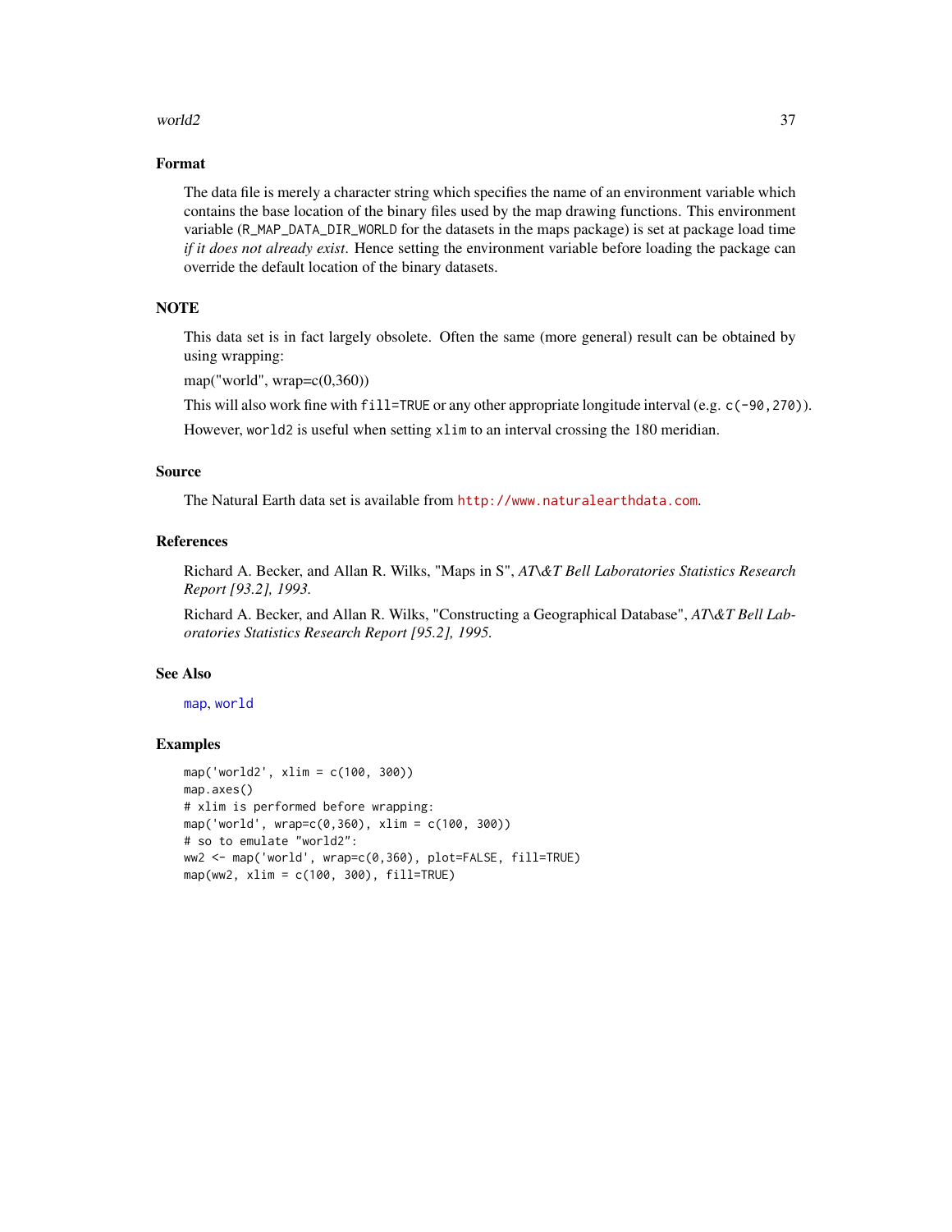## Format

The data file is merely a character string which specifies the name of an environment variable which contains the base location of the binary files used by the map drawing functions. This environment variable (`R_MAP_DATA_DIR_WORLD` for the datasets in the maps package) is set at package load time *if it does not already exist*. Hence setting the environment variable before loading the package can override the default location of the binary datasets.

## NOTE

This data set is in fact largely obsolete. Often the same (more general) result can be obtained by using wrapping:

map("world", wrap=c(0,360))

This will also work fine with `fill=TRUE` or any other appropriate longitude interval (e.g. `c(-90,270)`).

However, `world2` is useful when setting `xlim` to an interval crossing the 180 meridian.

## Source

The Natural Earth data set is available from http://www.naturalearthdata.com.

## References

Richard A. Becker, and Allan R. Wilks, "Maps in S", *AT\&T Bell Laboratories Statistics Research Report [93.2], 1993.*

Richard A. Becker, and Allan R. Wilks, "Constructing a Geographical Database", *AT\&T Bell Laboratories Statistics Research Report [95.2], 1995.*

## See Also

map, world

## Examples

```
map('world2', xlim = c(100, 300))
map.axes()
# xlim is performed before wrapping:
map('world', wrap=c(0,360), xlim = c(100, 300))
# so to emulate "world2":
ww2 <- map('world', wrap=c(0,360), plot=FALSE, fill=TRUE)
map(ww2, xlim = c(100, 300), fill=TRUE)
```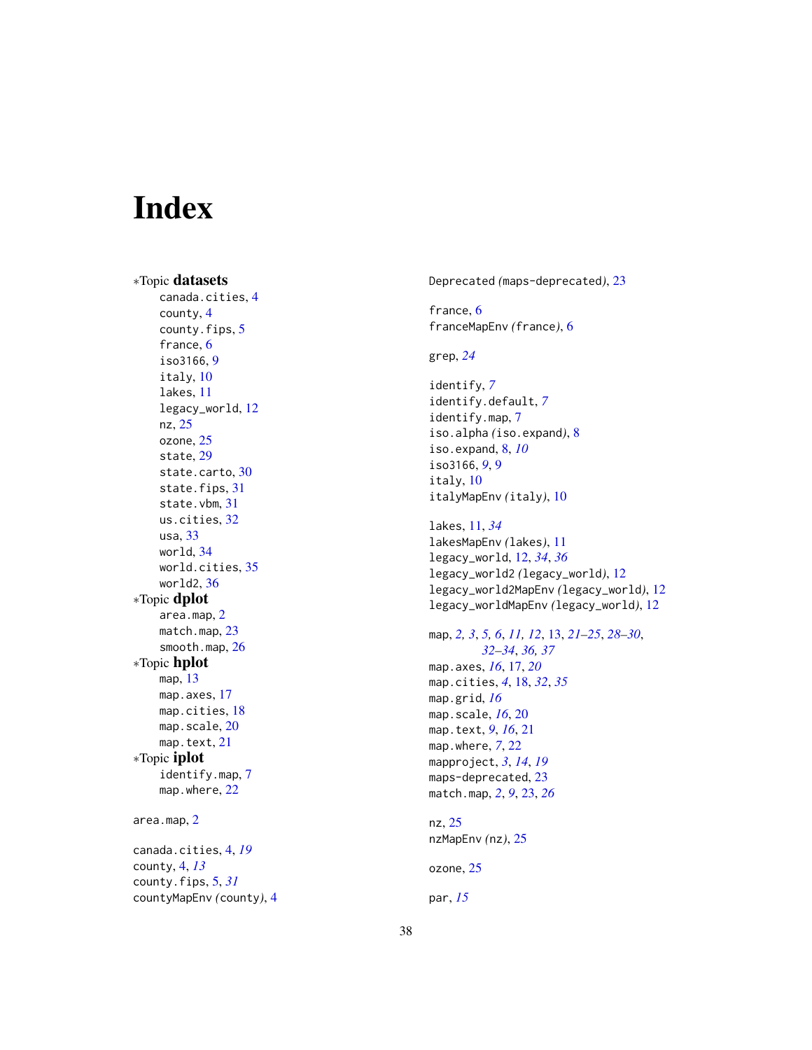# Index

*Topic **datasets**
- canada.cities, 4
- county, 4
- county.fips, 5
- france, 6
- iso3166, 9
- italy, 10
- lakes, 11
- legacy_world, 12
- nz, 25
- ozone, 25
- state, 29
- state.carto, 30
- state.fips, 31
- state.vbm, 31
- us.cities, 32
- usa, 33
- world, 34
- world.cities, 35
- world2, 36

*Topic **dplot**
- area.map, 2
- match.map, 23
- smooth.map, 26

*Topic **hplot**
- map, 13
- map.axes, 17
- map.cities, 18
- map.scale, 20
- map.text, 21

*Topic **iplot**
- identify.map, 7
- map.where, 22

area.map, 2

canada.cities, 4, *19*
county, 4, *13*
county.fips, 5, *31*
countyMapEnv *(county)*, 4

Deprecated *(maps-deprecated)*, 23

france, 6
franceMapEnv *(france)*, 6

grep, *24*

identify, *7*
identify.default, *7*
identify.map, 7
iso.alpha *(iso.expand)*, 8
iso.expand, 8, *10*
iso3166, *9*, 9
italy, 10
italyMapEnv *(italy)*, 10

lakes, 11, *34*
lakesMapEnv *(lakes)*, 11
legacy_world, 12, *34*, *36*
legacy_world2 *(legacy_world)*, 12
legacy_world2MapEnv *(legacy_world)*, 12
legacy_worldMapEnv *(legacy_world)*, 12

map, *2, 3*, *5, 6*, *11, 12*, 13, *21–25*, *28–30*, *32–34*, *36, 37*
map.axes, *16*, 17, *20*
map.cities, *4*, 18, *32*, *35*
map.grid, *16*
map.scale, *16*, 20
map.text, *9*, *16*, 21
map.where, *7*, 22
mapproject, *3*, *14*, *19*
maps-deprecated, 23
match.map, *2*, *9*, 23, *26*

nz, 25
nzMapEnv *(nz)*, 25

ozone, 25

par, *15*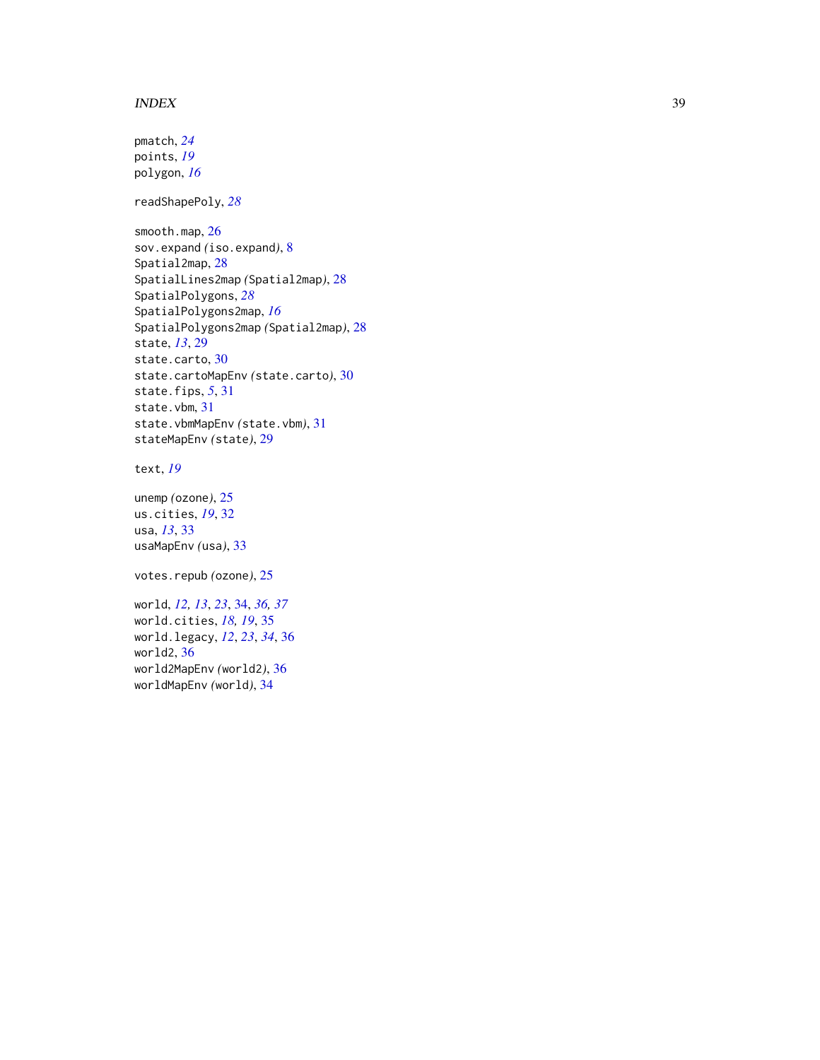pmatch, *24*
points, *19*
polygon, *16*

readShapePoly, *28*

smooth.map, 26
sov.expand *(*iso.expand*)*, 8
Spatial2map, 28
SpatialLines2map *(*Spatial2map*)*, 28
SpatialPolygons, *28*
SpatialPolygons2map, *16*
SpatialPolygons2map *(*Spatial2map*)*, 28
state, *13*, 29
state.carto, 30
state.cartoMapEnv *(*state.carto*)*, 30
state.fips, *5*, 31
state.vbm, 31
state.vbmMapEnv *(*state.vbm*)*, 31
stateMapEnv *(*state*)*, 29

text, *19*

unemp *(*ozone*)*, 25
us.cities, *19*, 32
usa, *13*, 33
usaMapEnv *(*usa*)*, 33

votes.repub *(*ozone*)*, 25

world, *12, 13*, *23*, 34, *36, 37*
world.cities, *18, 19*, 35
world.legacy, *12*, *23*, *34*, 36
world2, 36
world2MapEnv *(*world2*)*, 36
worldMapEnv *(*world*)*, 34